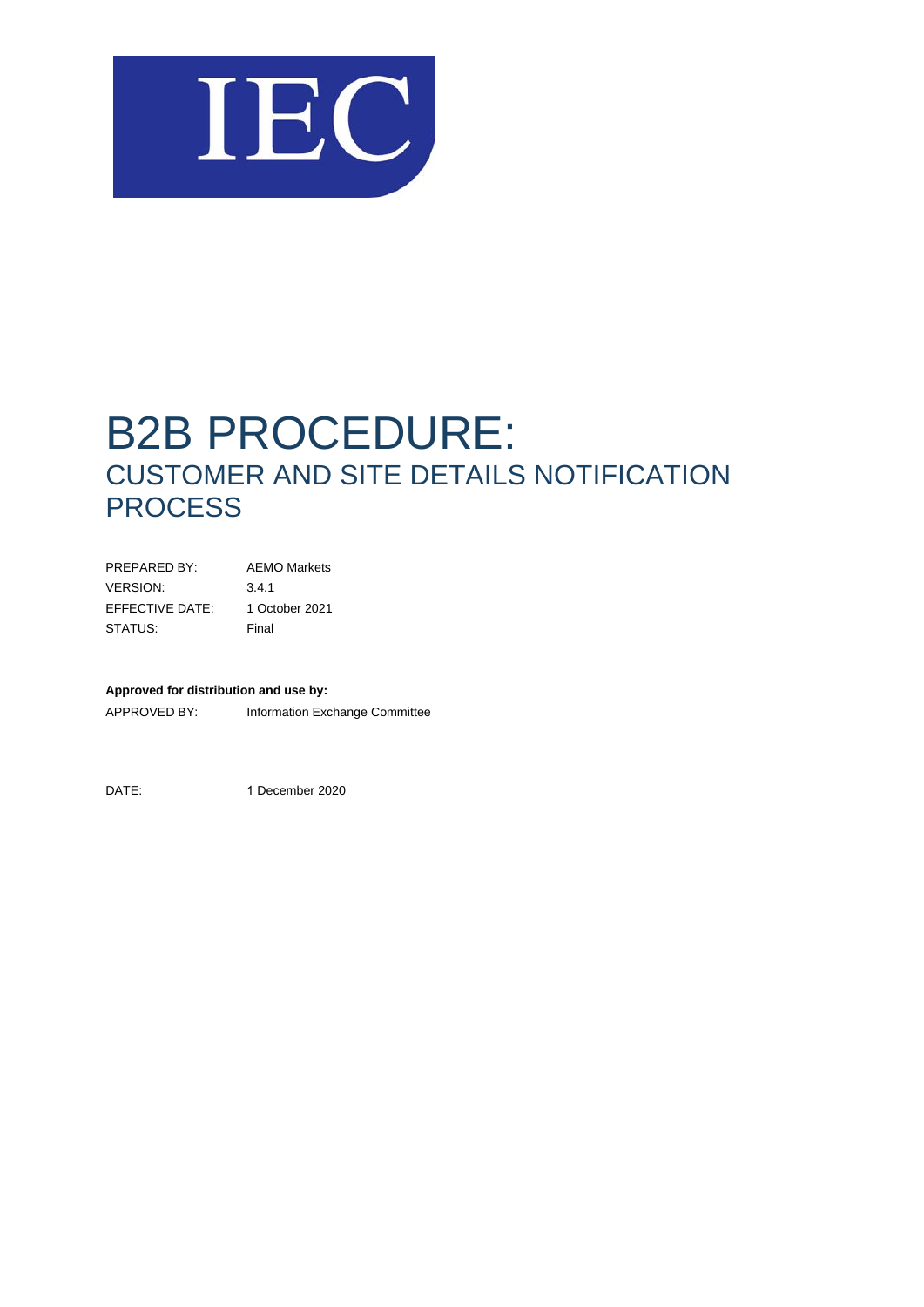# B2B PROCEDURE:

## CUSTOMER AND SITE DETAILS NOTIFICATION PROCESS

| | |
|---|---|
| PREPARED BY: | AEMO Markets |
| VERSION: | 3.4.1 |
| EFFECTIVE DATE: | 1 October 2021 |
| STATUS: | Final |

**Approved for distribution and use by:**

APPROVED BY: Information Exchange Committee

DATE: 1 December 2020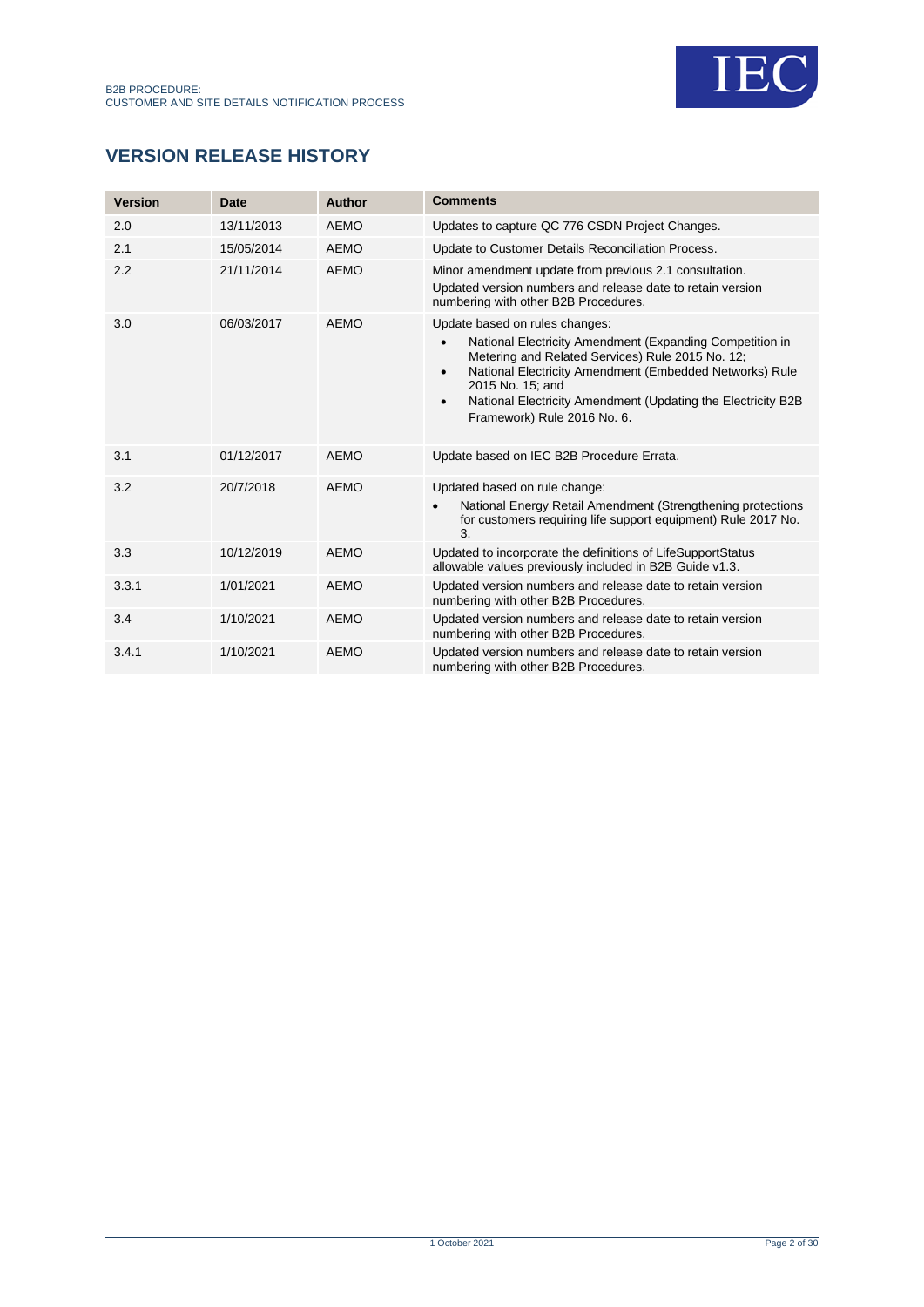## VERSION RELEASE HISTORY

| Version | Date | Author | Comments |
|---|---|---|---|
| 2.0 | 13/11/2013 | AEMO | Updates to capture QC 776 CSDN Project Changes. |
| 2.1 | 15/05/2014 | AEMO | Update to Customer Details Reconciliation Process. |
| 2.2 | 21/11/2014 | AEMO | Minor amendment update from previous 2.1 consultation.<br>Updated version numbers and release date to retain version numbering with other B2B Procedures. |
| 3.0 | 06/03/2017 | AEMO | Update based on rules changes:<br>• National Electricity Amendment (Expanding Competition in Metering and Related Services) Rule 2015 No. 12;<br>• National Electricity Amendment (Embedded Networks) Rule 2015 No. 15; and<br>• National Electricity Amendment (Updating the Electricity B2B Framework) Rule 2016 No. 6. |
| 3.1 | 01/12/2017 | AEMO | Update based on IEC B2B Procedure Errata. |
| 3.2 | 20/7/2018 | AEMO | Updated based on rule change:<br>• National Energy Retail Amendment (Strengthening protections for customers requiring life support equipment) Rule 2017 No. 3. |
| 3.3 | 10/12/2019 | AEMO | Updated to incorporate the definitions of LifeSupportStatus allowable values previously included in B2B Guide v1.3. |
| 3.3.1 | 1/01/2021 | AEMO | Updated version numbers and release date to retain version numbering with other B2B Procedures. |
| 3.4 | 1/10/2021 | AEMO | Updated version numbers and release date to retain version numbering with other B2B Procedures. |
| 3.4.1 | 1/10/2021 | AEMO | Updated version numbers and release date to retain version numbering with other B2B Procedures. |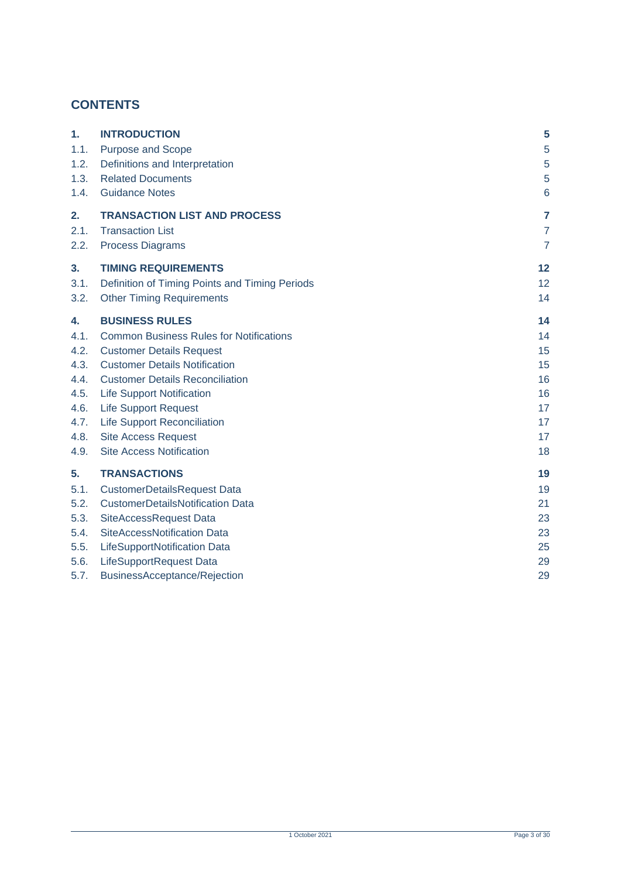## CONTENTS

| | | |
|---|---|---|
| **1.** | **INTRODUCTION** | **5** |
| 1.1. | Purpose and Scope | 5 |
| 1.2. | Definitions and Interpretation | 5 |
| 1.3. | Related Documents | 5 |
| 1.4. | Guidance Notes | 6 |
| **2.** | **TRANSACTION LIST AND PROCESS** | **7** |
| 2.1. | Transaction List | 7 |
| 2.2. | Process Diagrams | 7 |
| **3.** | **TIMING REQUIREMENTS** | **12** |
| 3.1. | Definition of Timing Points and Timing Periods | 12 |
| 3.2. | Other Timing Requirements | 14 |
| **4.** | **BUSINESS RULES** | **14** |
| 4.1. | Common Business Rules for Notifications | 14 |
| 4.2. | Customer Details Request | 15 |
| 4.3. | Customer Details Notification | 15 |
| 4.4. | Customer Details Reconciliation | 16 |
| 4.5. | Life Support Notification | 16 |
| 4.6. | Life Support Request | 17 |
| 4.7. | Life Support Reconciliation | 17 |
| 4.8. | Site Access Request | 17 |
| 4.9. | Site Access Notification | 18 |
| **5.** | **TRANSACTIONS** | **19** |
| 5.1. | CustomerDetailsRequest Data | 19 |
| 5.2. | CustomerDetailsNotification Data | 21 |
| 5.3. | SiteAccessRequest Data | 23 |
| 5.4. | SiteAccessNotification Data | 23 |
| 5.5. | LifeSupportNotification Data | 25 |
| 5.6. | LifeSupportRequest Data | 29 |
| 5.7. | BusinessAcceptance/Rejection | 29 |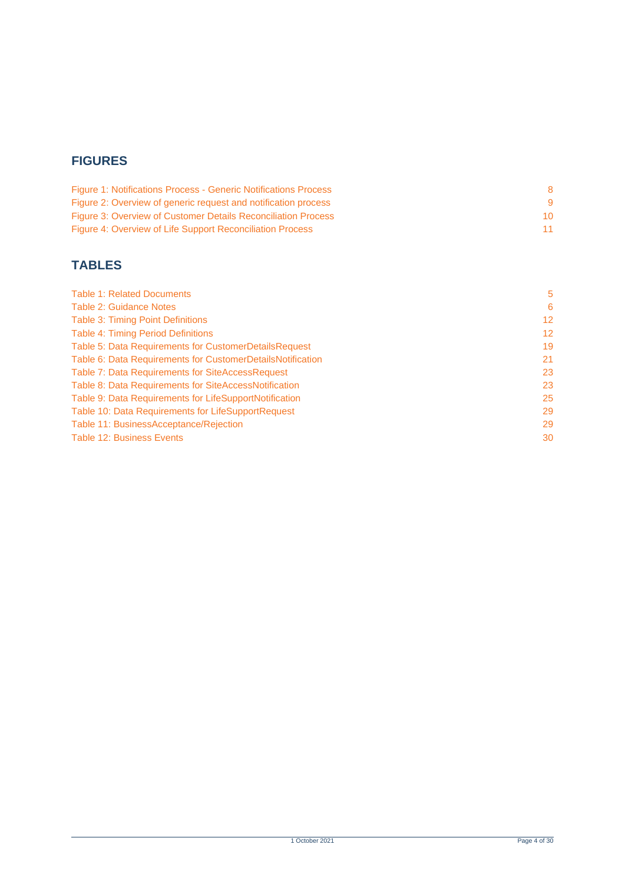## FIGURES

Figure 1: Notifications Process - Generic Notifications Process 8
Figure 2: Overview of generic request and notification process 9
Figure 3: Overview of Customer Details Reconciliation Process 10
Figure 4: Overview of Life Support Reconciliation Process 11

## TABLES

Table 1: Related Documents 5
Table 2: Guidance Notes 6
Table 3: Timing Point Definitions 12
Table 4: Timing Period Definitions 12
Table 5: Data Requirements for CustomerDetailsRequest 19
Table 6: Data Requirements for CustomerDetailsNotification 21
Table 7: Data Requirements for SiteAccessRequest 23
Table 8: Data Requirements for SiteAccessNotification 23
Table 9: Data Requirements for LifeSupportNotification 25
Table 10: Data Requirements for LifeSupportRequest 29
Table 11: BusinessAcceptance/Rejection 29
Table 12: Business Events 30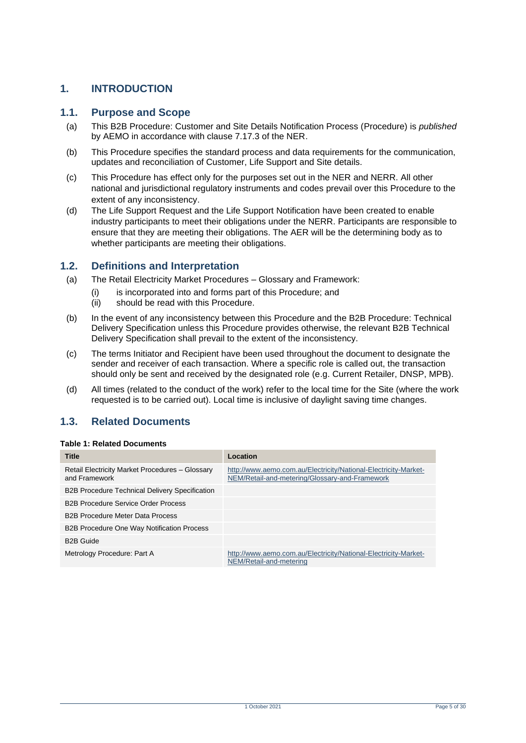# 1. INTRODUCTION

## 1.1. Purpose and Scope

(a) This B2B Procedure: Customer and Site Details Notification Process (Procedure) is *published* by AEMO in accordance with clause 7.17.3 of the NER.

(b) This Procedure specifies the standard process and data requirements for the communication, updates and reconciliation of Customer, Life Support and Site details.

(c) This Procedure has effect only for the purposes set out in the NER and NERR. All other national and jurisdictional regulatory instruments and codes prevail over this Procedure to the extent of any inconsistency.

(d) The Life Support Request and the Life Support Notification have been created to enable industry participants to meet their obligations under the NERR. Participants are responsible to ensure that they are meeting their obligations. The AER will be the determining body as to whether participants are meeting their obligations.

## 1.2. Definitions and Interpretation

(a) The Retail Electricity Market Procedures – Glossary and Framework:

(i) is incorporated into and forms part of this Procedure; and

(ii) should be read with this Procedure.

(b) In the event of any inconsistency between this Procedure and the B2B Procedure: Technical Delivery Specification unless this Procedure provides otherwise, the relevant B2B Technical Delivery Specification shall prevail to the extent of the inconsistency.

(c) The terms Initiator and Recipient have been used throughout the document to designate the sender and receiver of each transaction. Where a specific role is called out, the transaction should only be sent and received by the designated role (e.g. Current Retailer, DNSP, MPB).

(d) All times (related to the conduct of the work) refer to the local time for the Site (where the work requested is to be carried out). Local time is inclusive of daylight saving time changes.

## 1.3. Related Documents

**Table 1: Related Documents**

| Title | Location |
|---|---|
| Retail Electricity Market Procedures – Glossary and Framework | http://www.aemo.com.au/Electricity/National-Electricity-Market-NEM/Retail-and-metering/Glossary-and-Framework |
| B2B Procedure Technical Delivery Specification | |
| B2B Procedure Service Order Process | |
| B2B Procedure Meter Data Process | |
| B2B Procedure One Way Notification Process | |
| B2B Guide | |
| Metrology Procedure: Part A | http://www.aemo.com.au/Electricity/National-Electricity-Market-NEM/Retail-and-metering |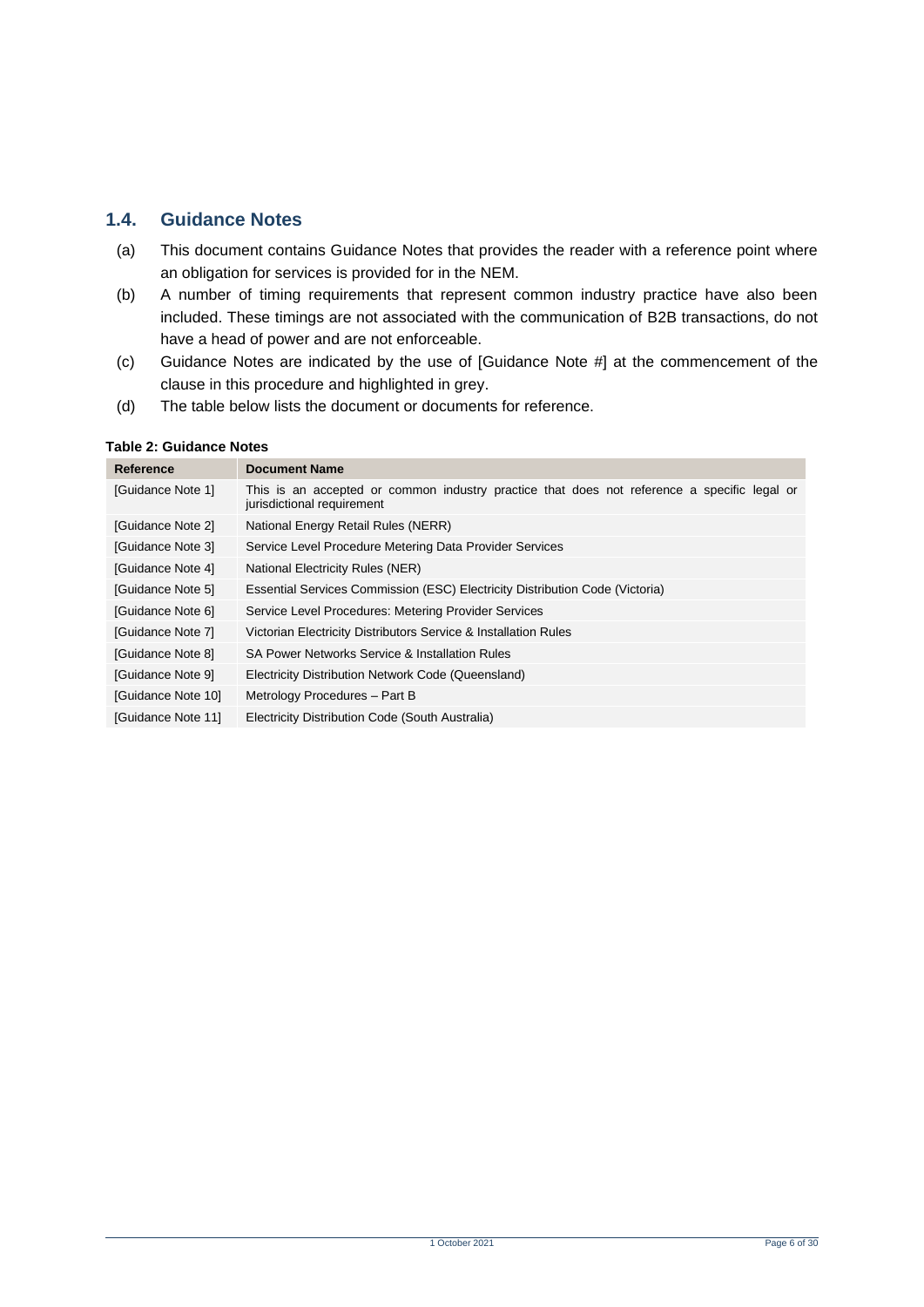## 1.4. Guidance Notes

(a) This document contains Guidance Notes that provides the reader with a reference point where an obligation for services is provided for in the NEM.

(b) A number of timing requirements that represent common industry practice have also been included. These timings are not associated with the communication of B2B transactions, do not have a head of power and are not enforceable.

(c) Guidance Notes are indicated by the use of [Guidance Note #] at the commencement of the clause in this procedure and highlighted in grey.

(d) The table below lists the document or documents for reference.

**Table 2: Guidance Notes**

| Reference | Document Name |
|---|---|
| [Guidance Note 1] | This is an accepted or common industry practice that does not reference a specific legal or jurisdictional requirement |
| [Guidance Note 2] | National Energy Retail Rules (NERR) |
| [Guidance Note 3] | Service Level Procedure Metering Data Provider Services |
| [Guidance Note 4] | National Electricity Rules (NER) |
| [Guidance Note 5] | Essential Services Commission (ESC) Electricity Distribution Code (Victoria) |
| [Guidance Note 6] | Service Level Procedures: Metering Provider Services |
| [Guidance Note 7] | Victorian Electricity Distributors Service & Installation Rules |
| [Guidance Note 8] | SA Power Networks Service & Installation Rules |
| [Guidance Note 9] | Electricity Distribution Network Code (Queensland) |
| [Guidance Note 10] | Metrology Procedures – Part B |
| [Guidance Note 11] | Electricity Distribution Code (South Australia) |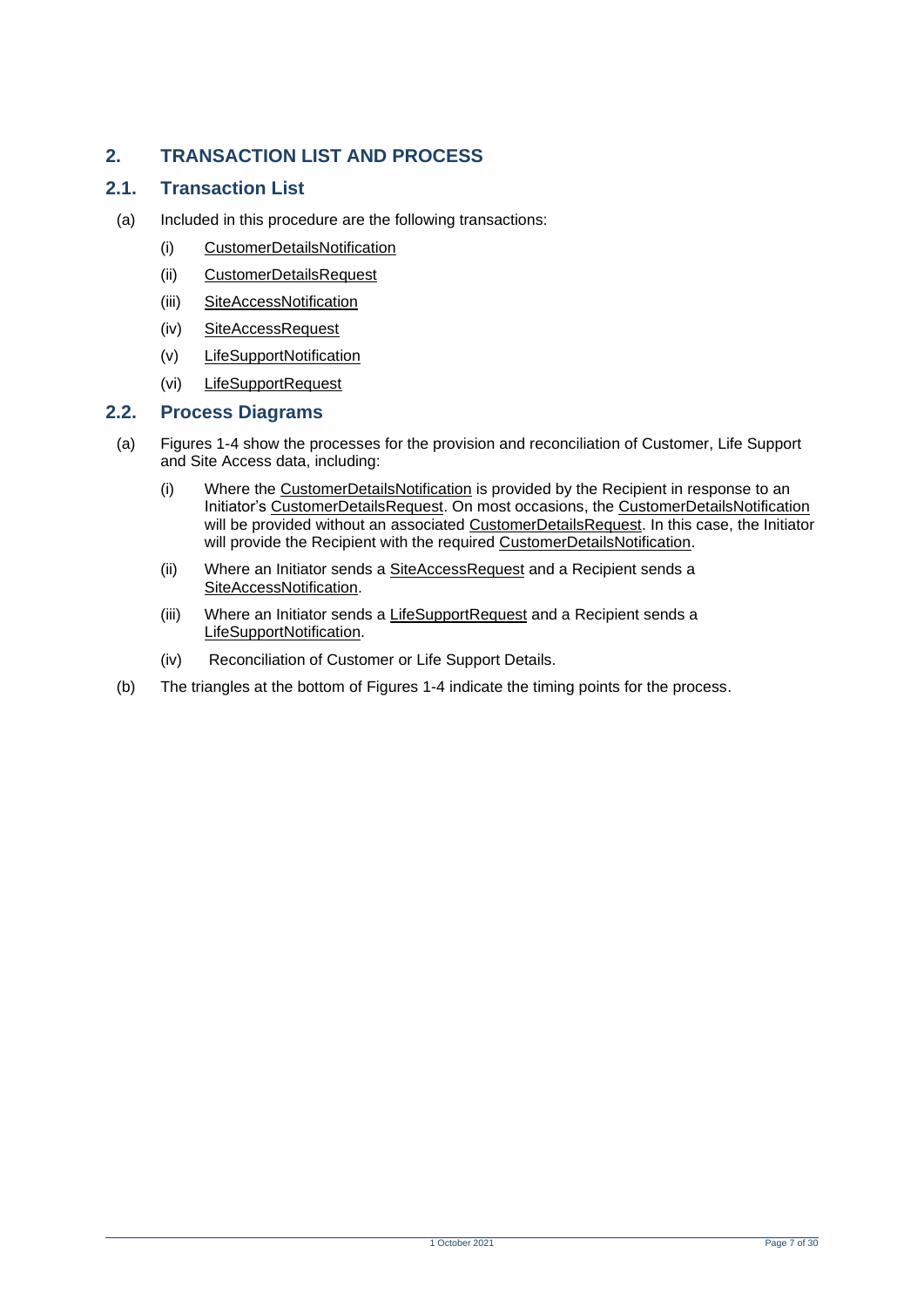## 2. TRANSACTION LIST AND PROCESS

### 2.1. Transaction List

(a) Included in this procedure are the following transactions:

(i) CustomerDetailsNotification

(ii) CustomerDetailsRequest

(iii) SiteAccessNotification

(iv) SiteAccessRequest

(v) LifeSupportNotification

(vi) LifeSupportRequest

### 2.2. Process Diagrams

(a) Figures 1-4 show the processes for the provision and reconciliation of Customer, Life Support and Site Access data, including:

(i) Where the CustomerDetailsNotification is provided by the Recipient in response to an Initiator's CustomerDetailsRequest. On most occasions, the CustomerDetailsNotification will be provided without an associated CustomerDetailsRequest. In this case, the Initiator will provide the Recipient with the required CustomerDetailsNotification.

(ii) Where an Initiator sends a SiteAccessRequest and a Recipient sends a SiteAccessNotification.

(iii) Where an Initiator sends a LifeSupportRequest and a Recipient sends a LifeSupportNotification.

(iv) Reconciliation of Customer or Life Support Details.

(b) The triangles at the bottom of Figures 1-4 indicate the timing points for the process.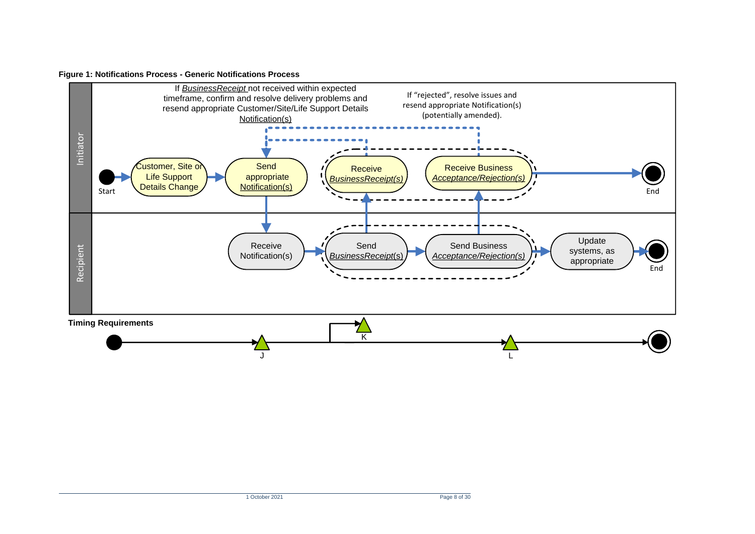**Figure 1: Notifications Process - Generic Notifications Process**

Initiator

Start

Customer, Site or Life Support Details Change

Send appropriate Notification(s)

If *BusinessReceipt* not received within expected timeframe, confirm and resolve delivery problems and resend appropriate Customer/Site/Life Support Details Notification(s)

Receive *BusinessReceipt(s)*

If "rejected", resolve issues and resend appropriate Notification(s) (potentially amended).

Receive Business *Acceptance/Rejection(s)*

End

Recipient

Receive Notification(s)

Send *BusinessReceipt*(s)

Send Business *Acceptance/Rejection(s)*

Update systems, as appropriate

End

**Timing Requirements**

J

K

L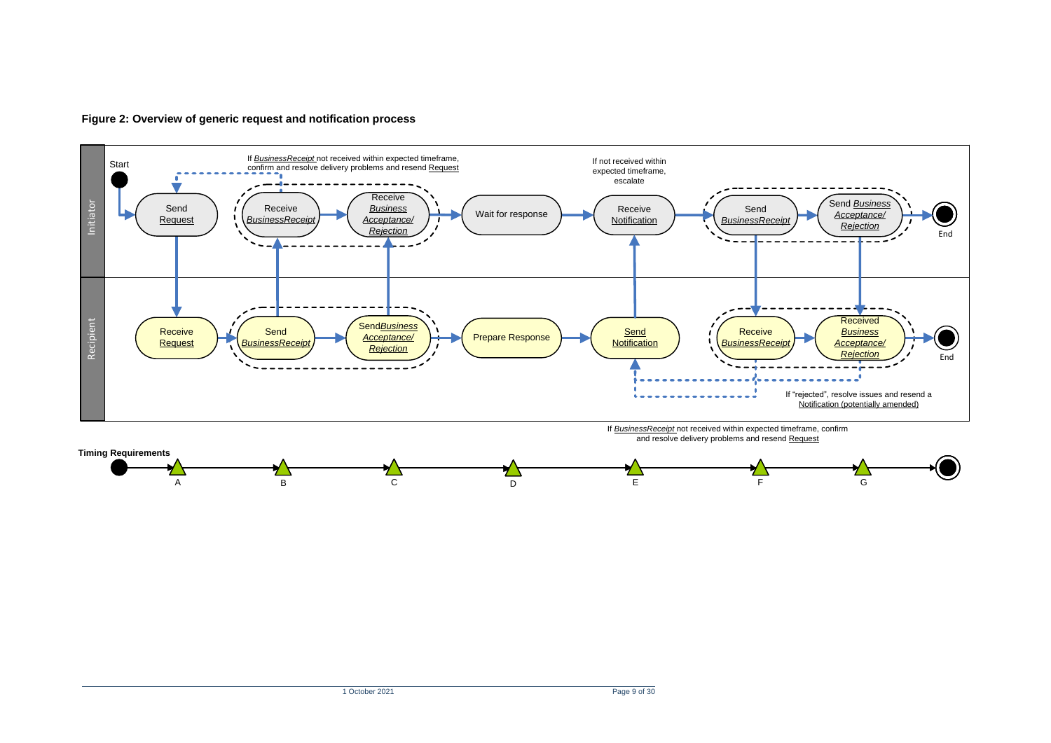**Figure 2: Overview of generic request and notification process**

Initiator

Start

Send Request

If *BusinessReceipt* not received within expected timeframe, confirm and resolve delivery problems and resend Request

Receive *BusinessReceipt*

Receive *Business Acceptance/ Rejection*

Wait for response

If not received within expected timeframe, escalate

Receive Notification

Send *BusinessReceipt*

Send *Business Acceptance/ Rejection*

End

Recipient

Receive Request

Send *BusinessReceipt*

Send *Business Acceptance/ Rejection*

Prepare Response

Send Notification

Receive *BusinessReceipt*

Received *Business Acceptance/ Rejection*

End

If "rejected", resolve issues and resend a Notification (potentially amended)

If *BusinessReceipt* not received within expected timeframe, confirm and resolve delivery problems and resend Request

**Timing Requirements**

A B C D E F G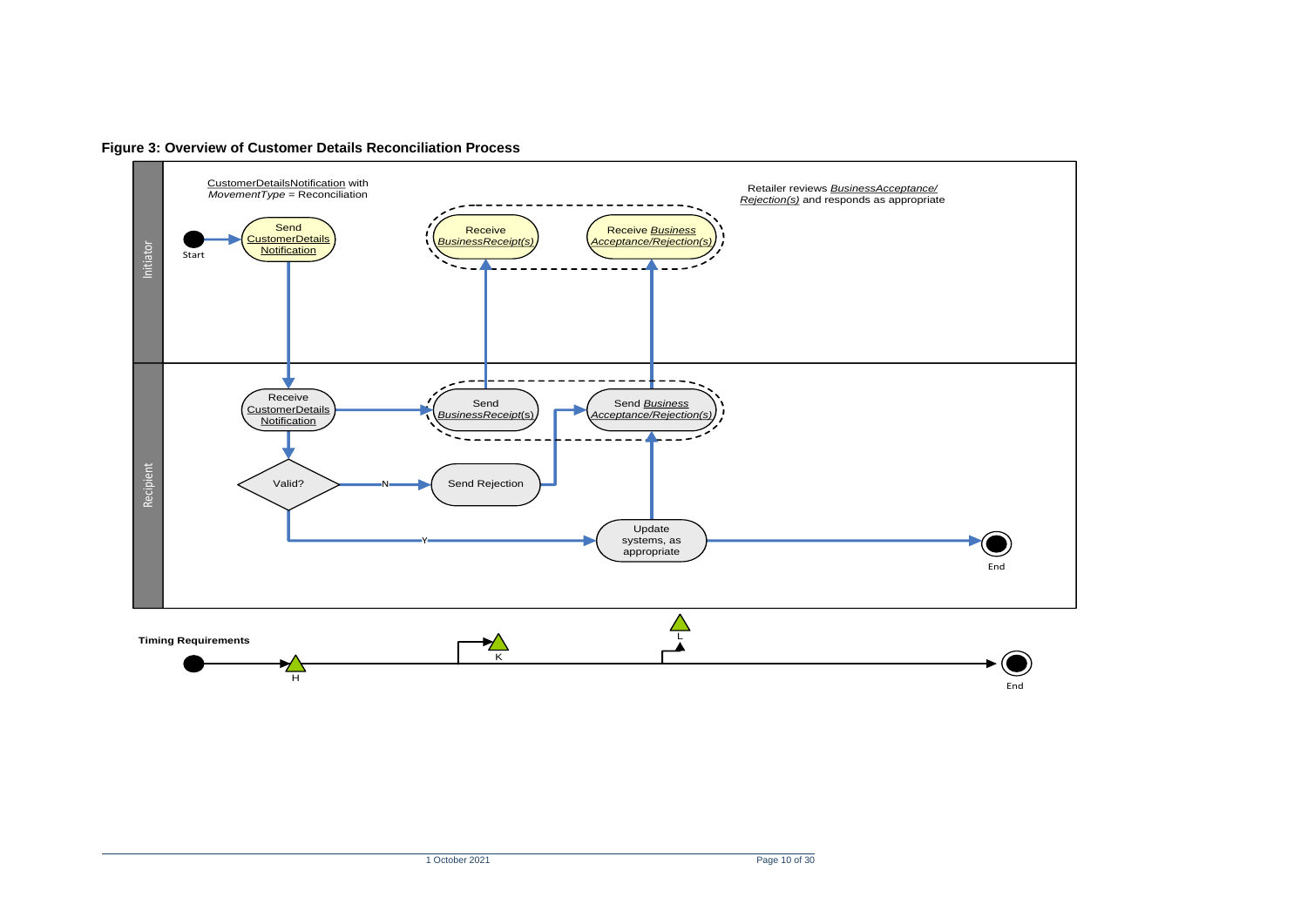**Figure 3: Overview of Customer Details Reconciliation Process**

Initiator

CustomerDetailsNotification with *MovementType* = Reconciliation

Start

Send CustomerDetails Notification

Receive *BusinessReceipt(s)*

Receive *Business Acceptance/Rejection(s)*

Retailer reviews *BusinessAcceptance/ Rejection(s)* and responds as appropriate

Recipient

Receive CustomerDetails Notification

Send *BusinessReceipt(s)*

Send *Business Acceptance/Rejection(s)*

Valid?

N

Send Rejection

Y

Update systems, as appropriate

End

**Timing Requirements**

H

K

L

End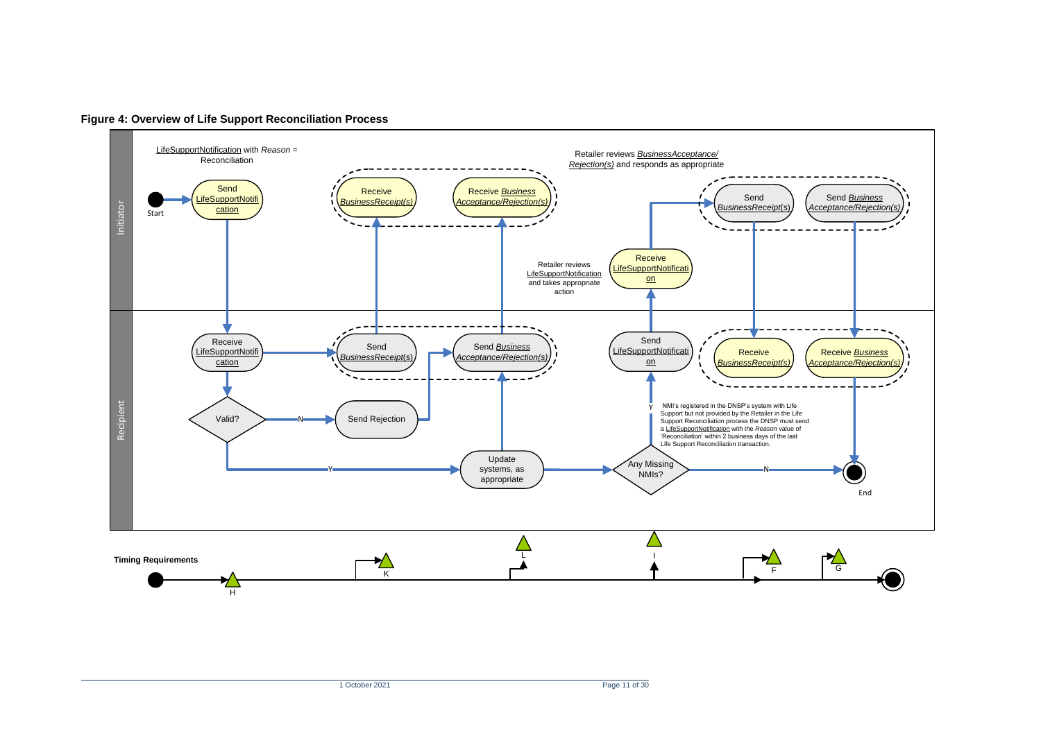**Figure 4: Overview of Life Support Reconciliation Process**

Initiator

LifeSupportNotification with *Reason* = Reconciliation

Start

Send LifeSupportNotification

Receive *BusinessReceipt(s)*

Receive *Business Acceptance/Rejection(s)*

Retailer reviews *BusinessAcceptance/ Rejection(s)* and responds as appropriate

Retailer reviews LifeSupportNotification and takes appropriate action

Receive LifeSupportNotification

Send *BusinessReceipt*(s)

Send *Business Acceptance/Rejection(s)*

Recipient

Receive LifeSupportNotification

Send *BusinessReceipt*(s)

Send *Business Acceptance/Rejection(s)*

Send LifeSupportNotification

Receive *BusinessReceipt(s)*

Receive *Business Acceptance/Rejection(s)*

Valid?

N

Send Rejection

Y

Update systems, as appropriate

Any Missing NMIs?

Y

NMI's registered in the DNSP's system with Life Support but not provided by the Retailer in the Life Support Reconciliation process the DNSP must send a LifeSupportNotification with the *Reason* value of 'Reconciliation' within 2 business days of the last Life Support Reconciliation transaction.

N

End

**Timing Requirements**

H K L I F G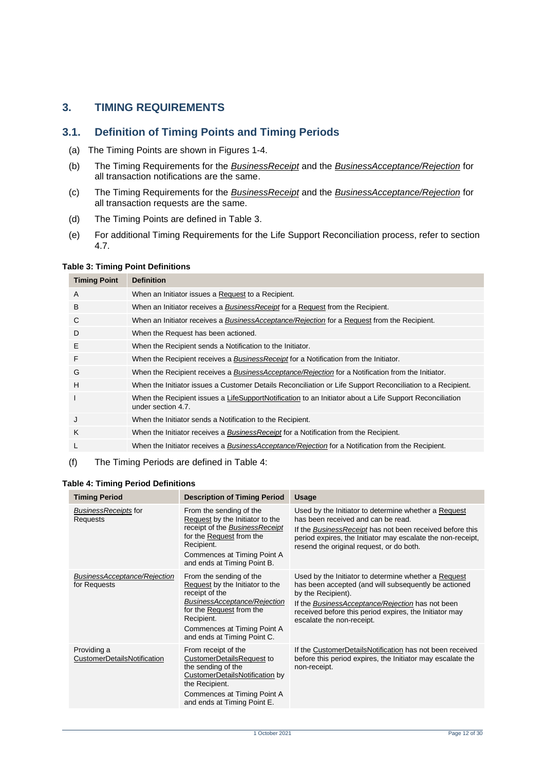## 3. TIMING REQUIREMENTS

### 3.1. Definition of Timing Points and Timing Periods

(a) The Timing Points are shown in Figures 1-4.

(b) The Timing Requirements for the *BusinessReceipt* and the *BusinessAcceptance/Rejection* for all transaction notifications are the same.

(c) The Timing Requirements for the *BusinessReceipt* and the *BusinessAcceptance/Rejection* for all transaction requests are the same.

(d) The Timing Points are defined in Table 3.

(e) For additional Timing Requirements for the Life Support Reconciliation process, refer to section 4.7.

**Table 3: Timing Point Definitions**

| Timing Point | Definition |
|---|---|
| A | When an Initiator issues a Request to a Recipient. |
| B | When an Initiator receives a *BusinessReceipt* for a Request from the Recipient. |
| C | When an Initiator receives a *BusinessAcceptance/Rejection* for a Request from the Recipient. |
| D | When the Request has been actioned. |
| E | When the Recipient sends a Notification to the Initiator. |
| F | When the Recipient receives a *BusinessReceipt* for a Notification from the Initiator. |
| G | When the Recipient receives a *BusinessAcceptance/Rejection* for a Notification from the Initiator. |
| H | When the Initiator issues a Customer Details Reconciliation or Life Support Reconciliation to a Recipient. |
| I | When the Recipient issues a LifeSupportNotification to an Initiator about a Life Support Reconciliation under section 4.7. |
| J | When the Initiator sends a Notification to the Recipient. |
| K | When the Initiator receives a *BusinessReceipt* for a Notification from the Recipient. |
| L | When the Initiator receives a *BusinessAcceptance/Rejection* for a Notification from the Recipient. |

(f) The Timing Periods are defined in Table 4:

**Table 4: Timing Period Definitions**

| Timing Period | Description of Timing Period | Usage |
|---|---|---|
| *BusinessReceipts* for Requests | From the sending of the Request by the Initiator to the receipt of the *BusinessReceipt* for the Request from the Recipient.<br>Commences at Timing Point A and ends at Timing Point B. | Used by the Initiator to determine whether a Request has been received and can be read.<br>If the *BusinessReceipt* has not been received before this period expires, the Initiator may escalate the non-receipt, resend the original request, or do both. |
| *BusinessAcceptance/Rejection* for Requests | From the sending of the Request by the Initiator to the receipt of the *BusinessAcceptance/Rejection* for the Request from the Recipient.<br>Commences at Timing Point A and ends at Timing Point C. | Used by the Initiator to determine whether a Request has been accepted (and will subsequently be actioned by the Recipient).<br>If the *BusinessAcceptance/Rejection* has not been received before this period expires, the Initiator may escalate the non-receipt. |
| Providing a CustomerDetailsNotification | From receipt of the CustomerDetailsRequest to the sending of the CustomerDetailsNotification by the Recipient.<br>Commences at Timing Point A and ends at Timing Point E. | If the CustomerDetailsNotification has not been received before this period expires, the Initiator may escalate the non-receipt. |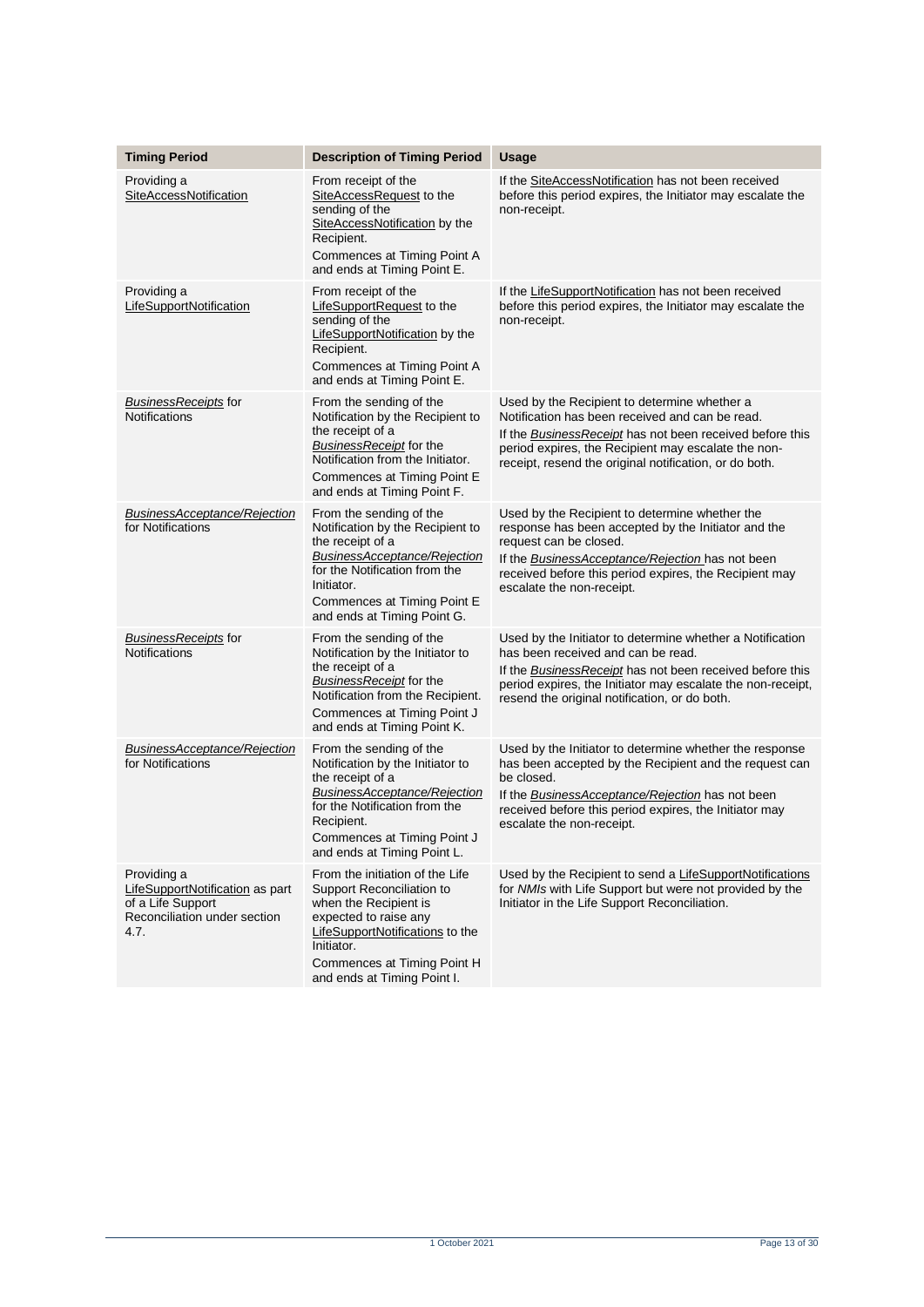| Timing Period | Description of Timing Period | Usage |
|---|---|---|
| Providing a SiteAccessNotification | From receipt of the SiteAccessRequest to the sending of the SiteAccessNotification by the Recipient.<br>Commences at Timing Point A and ends at Timing Point E. | If the SiteAccessNotification has not been received before this period expires, the Initiator may escalate the non-receipt. |
| Providing a LifeSupportNotification | From receipt of the LifeSupportRequest to the sending of the LifeSupportNotification by the Recipient.<br>Commences at Timing Point A and ends at Timing Point E. | If the LifeSupportNotification has not been received before this period expires, the Initiator may escalate the non-receipt. |
| *BusinessReceipts* for Notifications | From the sending of the Notification by the Recipient to the receipt of a *BusinessReceipt* for the Notification from the Initiator.<br>Commences at Timing Point E and ends at Timing Point F. | Used by the Recipient to determine whether a Notification has been received and can be read.<br>If the *BusinessReceipt* has not been received before this period expires, the Recipient may escalate the non-receipt, resend the original notification, or do both. |
| *BusinessAcceptance/Rejection* for Notifications | From the sending of the Notification by the Recipient to the receipt of a *BusinessAcceptance/Rejection* for the Notification from the Initiator.<br>Commences at Timing Point E and ends at Timing Point G. | Used by the Recipient to determine whether the response has been accepted by the Initiator and the request can be closed.<br>If the *BusinessAcceptance/Rejection* has not been received before this period expires, the Recipient may escalate the non-receipt. |
| *BusinessReceipts* for Notifications | From the sending of the Notification by the Initiator to the receipt of a *BusinessReceipt* for the Notification from the Recipient.<br>Commences at Timing Point J and ends at Timing Point K. | Used by the Initiator to determine whether a Notification has been received and can be read.<br>If the *BusinessReceipt* has not been received before this period expires, the Initiator may escalate the non-receipt, resend the original notification, or do both. |
| *BusinessAcceptance/Rejection* for Notifications | From the sending of the Notification by the Initiator to the receipt of a *BusinessAcceptance/Rejection* for the Notification from the Recipient.<br>Commences at Timing Point J and ends at Timing Point L. | Used by the Initiator to determine whether the response has been accepted by the Recipient and the request can be closed.<br>If the *BusinessAcceptance/Rejection* has not been received before this period expires, the Initiator may escalate the non-receipt. |
| Providing a LifeSupportNotification as part of a Life Support Reconciliation under section 4.7. | From the initiation of the Life Support Reconciliation to when the Recipient is expected to raise any LifeSupportNotifications to the Initiator.<br>Commences at Timing Point H and ends at Timing Point I. | Used by the Recipient to send a LifeSupportNotifications for *NMIs* with Life Support but were not provided by the Initiator in the Life Support Reconciliation. |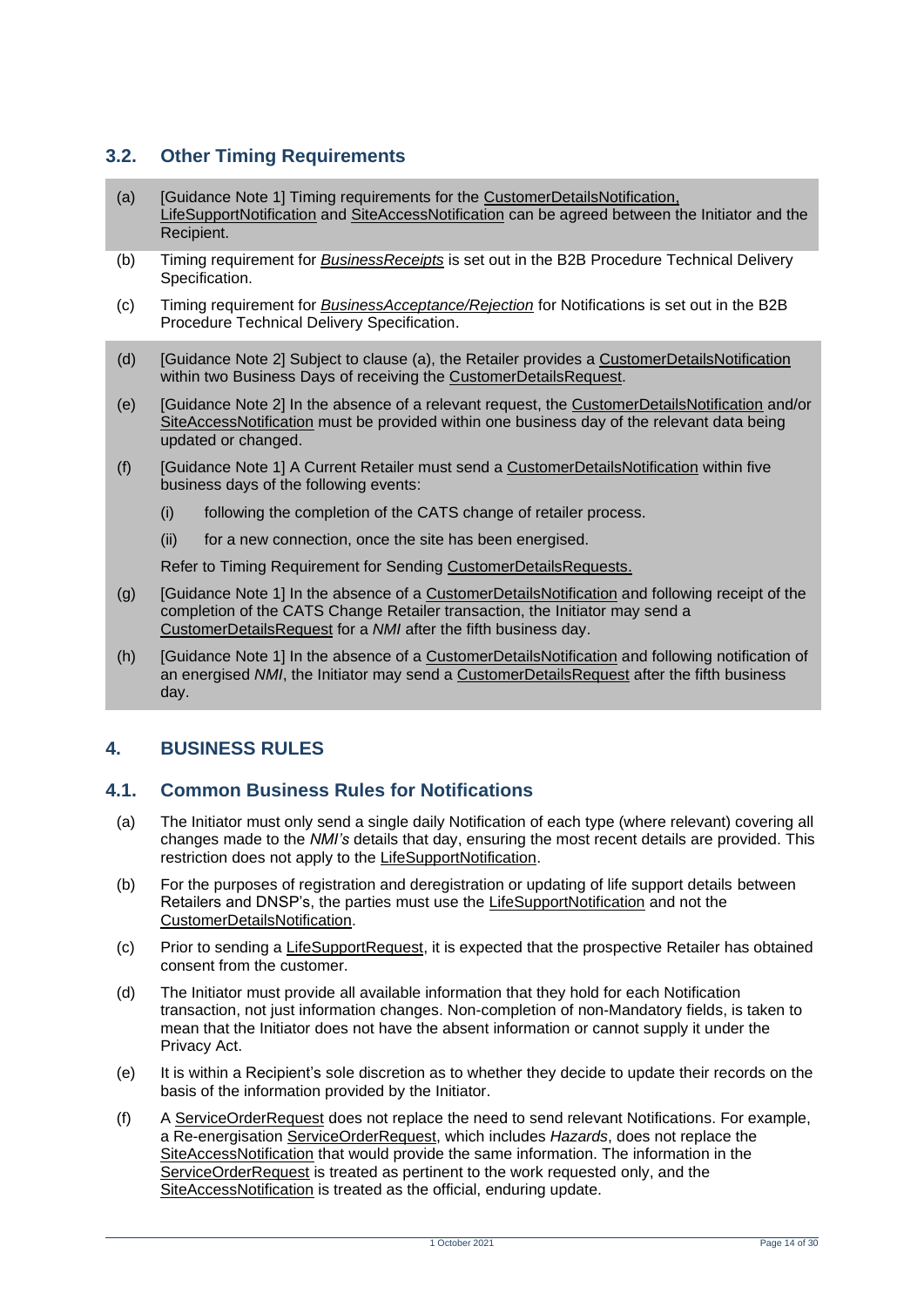## 3.2. Other Timing Requirements

(a) [Guidance Note 1] Timing requirements for the CustomerDetailsNotification, LifeSupportNotification and SiteAccessNotification can be agreed between the Initiator and the Recipient.

(b) Timing requirement for ***BusinessReceipts*** is set out in the B2B Procedure Technical Delivery Specification.

(c) Timing requirement for ***BusinessAcceptance/Rejection*** for Notifications is set out in the B2B Procedure Technical Delivery Specification.

(d) [Guidance Note 2] Subject to clause (a), the Retailer provides a CustomerDetailsNotification within two Business Days of receiving the CustomerDetailsRequest.

(e) [Guidance Note 2] In the absence of a relevant request, the CustomerDetailsNotification and/or SiteAccessNotification must be provided within one business day of the relevant data being updated or changed.

(f) [Guidance Note 1] A Current Retailer must send a CustomerDetailsNotification within five business days of the following events:

   (i) following the completion of the CATS change of retailer process.

   (ii) for a new connection, once the site has been energised.

   Refer to Timing Requirement for Sending CustomerDetailsRequests.

(g) [Guidance Note 1] In the absence of a CustomerDetailsNotification and following receipt of the completion of the CATS Change Retailer transaction, the Initiator may send a CustomerDetailsRequest for a *NMI* after the fifth business day.

(h) [Guidance Note 1] In the absence of a CustomerDetailsNotification and following notification of an energised *NMI*, the Initiator may send a CustomerDetailsRequest after the fifth business day.

# 4. BUSINESS RULES

## 4.1. Common Business Rules for Notifications

(a) The Initiator must only send a single daily Notification of each type (where relevant) covering all changes made to the *NMI's* details that day, ensuring the most recent details are provided. This restriction does not apply to the LifeSupportNotification.

(b) For the purposes of registration and deregistration or updating of life support details between Retailers and DNSP's, the parties must use the LifeSupportNotification and not the CustomerDetailsNotification.

(c) Prior to sending a LifeSupportRequest, it is expected that the prospective Retailer has obtained consent from the customer.

(d) The Initiator must provide all available information that they hold for each Notification transaction, not just information changes. Non-completion of non-Mandatory fields, is taken to mean that the Initiator does not have the absent information or cannot supply it under the Privacy Act.

(e) It is within a Recipient's sole discretion as to whether they decide to update their records on the basis of the information provided by the Initiator.

(f) A ServiceOrderRequest does not replace the need to send relevant Notifications. For example, a Re-energisation ServiceOrderRequest, which includes *Hazards*, does not replace the SiteAccessNotification that would provide the same information. The information in the ServiceOrderRequest is treated as pertinent to the work requested only, and the SiteAccessNotification is treated as the official, enduring update.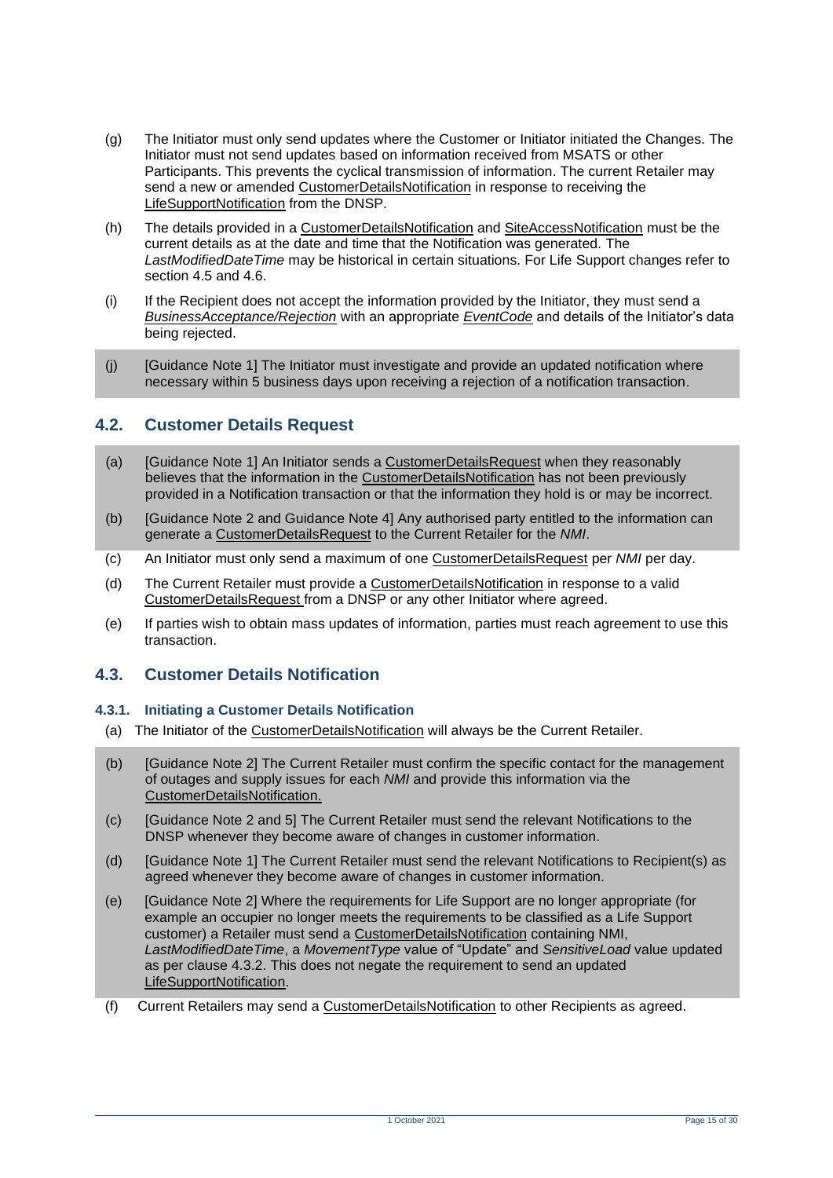(g) The Initiator must only send updates where the Customer or Initiator initiated the Changes. The Initiator must not send updates based on information received from MSATS or other Participants. This prevents the cyclical transmission of information. The current Retailer may send a new or amended CustomerDetailsNotification in response to receiving the LifeSupportNotification from the DNSP.

(h) The details provided in a CustomerDetailsNotification and SiteAccessNotification must be the current details as at the date and time that the Notification was generated. The *LastModifiedDateTime* may be historical in certain situations. For Life Support changes refer to section 4.5 and 4.6.

(i) If the Recipient does not accept the information provided by the Initiator, they must send a *BusinessAcceptance/Rejection* with an appropriate *EventCode* and details of the Initiator's data being rejected.

(j) [Guidance Note 1] The Initiator must investigate and provide an updated notification where necessary within 5 business days upon receiving a rejection of a notification transaction.

## 4.2. Customer Details Request

(a) [Guidance Note 1] An Initiator sends a CustomerDetailsRequest when they reasonably believes that the information in the CustomerDetailsNotification has not been previously provided in a Notification transaction or that the information they hold is or may be incorrect.

(b) [Guidance Note 2 and Guidance Note 4] Any authorised party entitled to the information can generate a CustomerDetailsRequest to the Current Retailer for the *NMI*.

(c) An Initiator must only send a maximum of one CustomerDetailsRequest per *NMI* per day.

(d) The Current Retailer must provide a CustomerDetailsNotification in response to a valid CustomerDetailsRequest from a DNSP or any other Initiator where agreed.

(e) If parties wish to obtain mass updates of information, parties must reach agreement to use this transaction.

## 4.3. Customer Details Notification

### 4.3.1. Initiating a Customer Details Notification

(a) The Initiator of the CustomerDetailsNotification will always be the Current Retailer.

(b) [Guidance Note 2] The Current Retailer must confirm the specific contact for the management of outages and supply issues for each *NMI* and provide this information via the CustomerDetailsNotification.

(c) [Guidance Note 2 and 5] The Current Retailer must send the relevant Notifications to the DNSP whenever they become aware of changes in customer information.

(d) [Guidance Note 1] The Current Retailer must send the relevant Notifications to Recipient(s) as agreed whenever they become aware of changes in customer information.

(e) [Guidance Note 2] Where the requirements for Life Support are no longer appropriate (for example an occupier no longer meets the requirements to be classified as a Life Support customer) a Retailer must send a CustomerDetailsNotification containing NMI, *LastModifiedDateTime*, a *MovementType* value of "Update" and *SensitiveLoad* value updated as per clause 4.3.2. This does not negate the requirement to send an updated LifeSupportNotification.

(f) Current Retailers may send a CustomerDetailsNotification to other Recipients as agreed.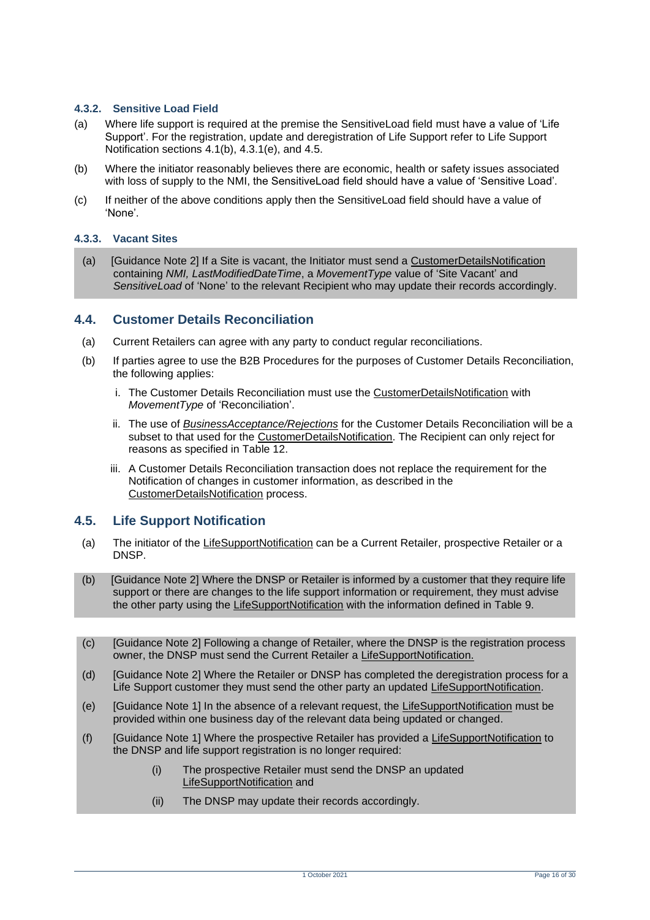#### 4.3.2. Sensitive Load Field

(a) Where life support is required at the premise the SensitiveLoad field must have a value of 'Life Support'. For the registration, update and deregistration of Life Support refer to Life Support Notification sections 4.1(b), 4.3.1(e), and 4.5.

(b) Where the initiator reasonably believes there are economic, health or safety issues associated with loss of supply to the NMI, the SensitiveLoad field should have a value of 'Sensitive Load'.

(c) If neither of the above conditions apply then the SensitiveLoad field should have a value of 'None'.

#### 4.3.3. Vacant Sites

(a) [Guidance Note 2] If a Site is vacant, the Initiator must send a CustomerDetailsNotification containing *NMI, LastModifiedDateTime*, a *MovementType* value of 'Site Vacant' and *SensitiveLoad* of 'None' to the relevant Recipient who may update their records accordingly.

### 4.4. Customer Details Reconciliation

(a) Current Retailers can agree with any party to conduct regular reconciliations.

(b) If parties agree to use the B2B Procedures for the purposes of Customer Details Reconciliation, the following applies:

   i. The Customer Details Reconciliation must use the CustomerDetailsNotification with *MovementType* of 'Reconciliation'.

   ii. The use of *BusinessAcceptance/Rejections* for the Customer Details Reconciliation will be a subset to that used for the CustomerDetailsNotification. The Recipient can only reject for reasons as specified in Table 12.

   iii. A Customer Details Reconciliation transaction does not replace the requirement for the Notification of changes in customer information, as described in the CustomerDetailsNotification process.

### 4.5. Life Support Notification

(a) The initiator of the LifeSupportNotification can be a Current Retailer, prospective Retailer or a DNSP.

(b) [Guidance Note 2] Where the DNSP or Retailer is informed by a customer that they require life support or there are changes to the life support information or requirement, they must advise the other party using the LifeSupportNotification with the information defined in Table 9.

(c) [Guidance Note 2] Following a change of Retailer, where the DNSP is the registration process owner, the DNSP must send the Current Retailer a LifeSupportNotification.

(d) [Guidance Note 2] Where the Retailer or DNSP has completed the deregistration process for a Life Support customer they must send the other party an updated LifeSupportNotification.

(e) [Guidance Note 1] In the absence of a relevant request, the LifeSupportNotification must be provided within one business day of the relevant data being updated or changed.

(f) [Guidance Note 1] Where the prospective Retailer has provided a LifeSupportNotification to the DNSP and life support registration is no longer required:

   (i) The prospective Retailer must send the DNSP an updated LifeSupportNotification and

   (ii) The DNSP may update their records accordingly.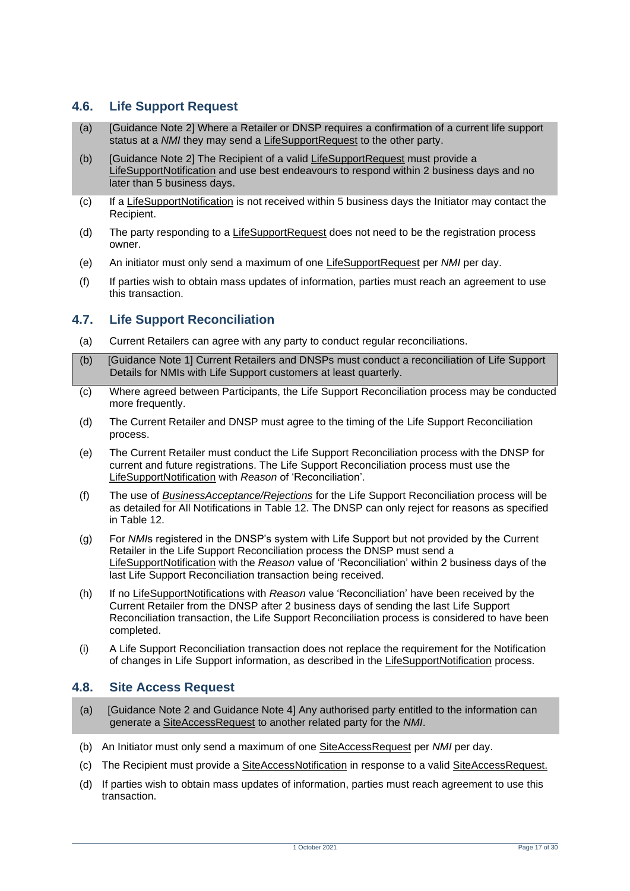## 4.6. Life Support Request

(a) [Guidance Note 2] Where a Retailer or DNSP requires a confirmation of a current life support status at a *NMI* they may send a LifeSupportRequest to the other party.

(b) [Guidance Note 2] The Recipient of a valid LifeSupportRequest must provide a LifeSupportNotification and use best endeavours to respond within 2 business days and no later than 5 business days.

(c) If a LifeSupportNotification is not received within 5 business days the Initiator may contact the Recipient.

(d) The party responding to a LifeSupportRequest does not need to be the registration process owner.

(e) An initiator must only send a maximum of one LifeSupportRequest per *NMI* per day.

(f) If parties wish to obtain mass updates of information, parties must reach an agreement to use this transaction.

## 4.7. Life Support Reconciliation

(a) Current Retailers can agree with any party to conduct regular reconciliations.

(b) [Guidance Note 1] Current Retailers and DNSPs must conduct a reconciliation of Life Support Details for NMIs with Life Support customers at least quarterly.

(c) Where agreed between Participants, the Life Support Reconciliation process may be conducted more frequently.

(d) The Current Retailer and DNSP must agree to the timing of the Life Support Reconciliation process.

(e) The Current Retailer must conduct the Life Support Reconciliation process with the DNSP for current and future registrations. The Life Support Reconciliation process must use the LifeSupportNotification with *Reason* of 'Reconciliation'.

(f) The use of *BusinessAcceptance/Rejections* for the Life Support Reconciliation process will be as detailed for All Notifications in Table 12. The DNSP can only reject for reasons as specified in Table 12.

(g) For *NMI*s registered in the DNSP's system with Life Support but not provided by the Current Retailer in the Life Support Reconciliation process the DNSP must send a LifeSupportNotification with the *Reason* value of 'Reconciliation' within 2 business days of the last Life Support Reconciliation transaction being received.

(h) If no LifeSupportNotifications with *Reason* value 'Reconciliation' have been received by the Current Retailer from the DNSP after 2 business days of sending the last Life Support Reconciliation transaction, the Life Support Reconciliation process is considered to have been completed.

(i) A Life Support Reconciliation transaction does not replace the requirement for the Notification of changes in Life Support information, as described in the LifeSupportNotification process.

## 4.8. Site Access Request

(a) [Guidance Note 2 and Guidance Note 4] Any authorised party entitled to the information can generate a SiteAccessRequest to another related party for the *NMI*.

(b) An Initiator must only send a maximum of one SiteAccessRequest per *NMI* per day.

(c) The Recipient must provide a SiteAccessNotification in response to a valid SiteAccessRequest.

(d) If parties wish to obtain mass updates of information, parties must reach agreement to use this transaction.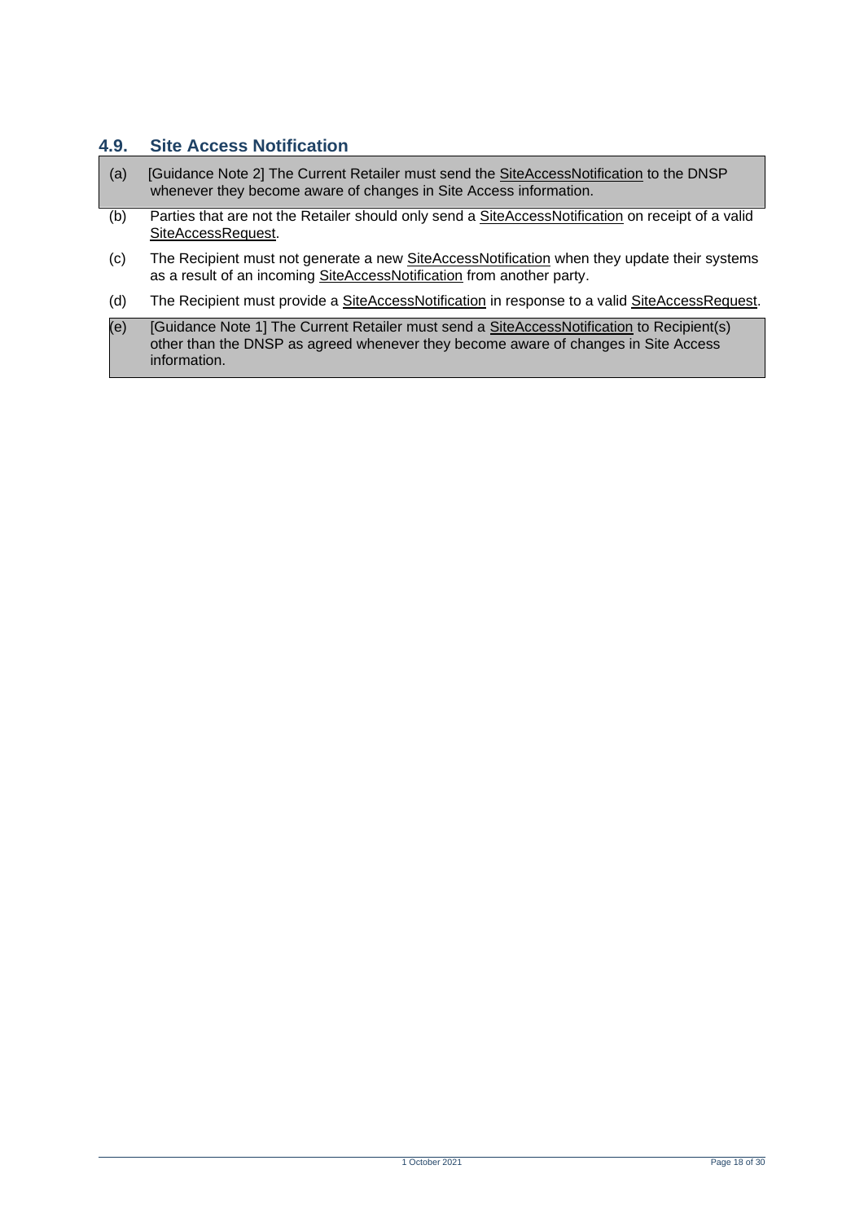## 4.9. Site Access Notification

(a) [Guidance Note 2] The Current Retailer must send the SiteAccessNotification to the DNSP whenever they become aware of changes in Site Access information.

(b) Parties that are not the Retailer should only send a SiteAccessNotification on receipt of a valid SiteAccessRequest.

(c) The Recipient must not generate a new SiteAccessNotification when they update their systems as a result of an incoming SiteAccessNotification from another party.

(d) The Recipient must provide a SiteAccessNotification in response to a valid SiteAccessRequest.

(e) [Guidance Note 1] The Current Retailer must send a SiteAccessNotification to Recipient(s) other than the DNSP as agreed whenever they become aware of changes in Site Access information.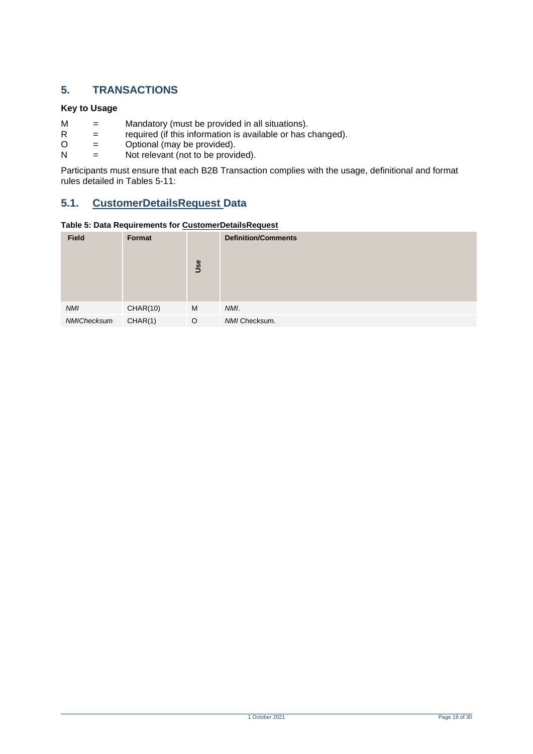# 5. TRANSACTIONS

**Key to Usage**

M = Mandatory (must be provided in all situations).
R = required (if this information is available or has changed).
O = Optional (may be provided).
N = Not relevant (not to be provided).

Participants must ensure that each B2B Transaction complies with the usage, definitional and format rules detailed in Tables 5-11:

## 5.1. CustomerDetailsRequest Data

**Table 5: Data Requirements for CustomerDetailsRequest**

| Field | Format | Use | Definition/Comments |
|---|---|---|---|
| *NMI* | CHAR(10) | M | *NMI*. |
| *NMIChecksum* | CHAR(1) | O | *NMI* Checksum. |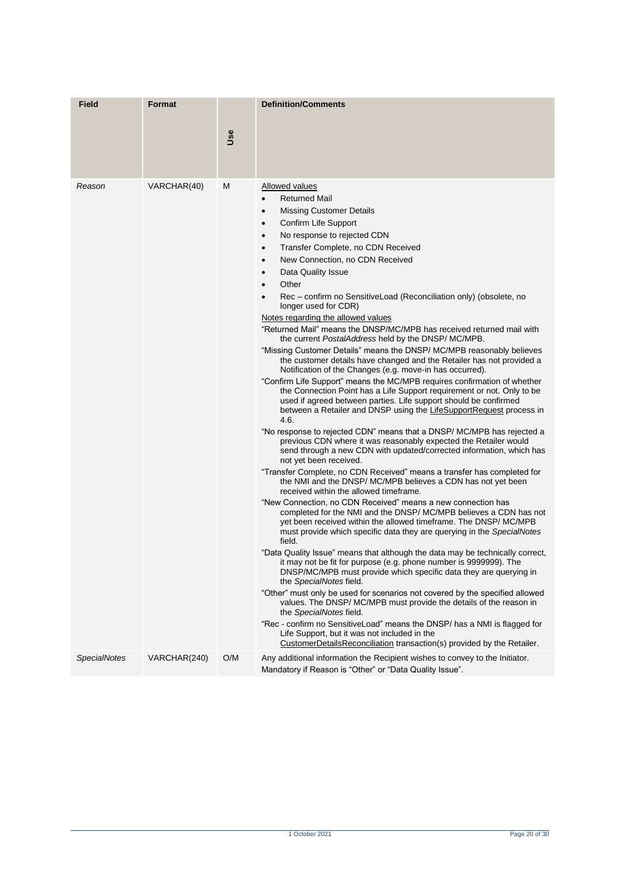| Field | Format | Use | Definition/Comments |
|---|---|---|---|
| *Reason* | VARCHAR(40) | M | Allowed values<br>• Returned Mail<br>• Missing Customer Details<br>• Confirm Life Support<br>• No response to rejected CDN<br>• Transfer Complete, no CDN Received<br>• New Connection, no CDN Received<br>• Data Quality Issue<br>• Other<br>• Rec – confirm no SensitiveLoad (Reconciliation only) (obsolete, no longer used for CDR)<br>Notes regarding the allowed values<br>"Returned Mail" means the DNSP/MC/MPB has received returned mail with the current *PostalAddress* held by the DNSP/ MC/MPB.<br>"Missing Customer Details" means the DNSP/ MC/MPB reasonably believes the customer details have changed and the Retailer has not provided a Notification of the Changes (e.g. move-in has occurred).<br>"Confirm Life Support" means the MC/MPB requires confirmation of whether the Connection Point has a Life Support requirement or not. Only to be used if agreed between parties. Life support should be confirmed between a Retailer and DNSP using the LifeSupportRequest process in 4.6.<br>"No response to rejected CDN" means that a DNSP/ MC/MPB has rejected a previous CDN where it was reasonably expected the Retailer would send through a new CDN with updated/corrected information, which has not yet been received.<br>"Transfer Complete, no CDN Received" means a transfer has completed for the NMI and the DNSP/ MC/MPB believes a CDN has not yet been received within the allowed timeframe.<br>"New Connection, no CDN Received" means a new connection has completed for the NMI and the DNSP/ MC/MPB believes a CDN has not yet been received within the allowed timeframe. The DNSP/ MC/MPB must provide which specific data they are querying in the *SpecialNotes* field.<br>"Data Quality Issue" means that although the data may be technically correct, it may not be fit for purpose (e.g. phone number is 9999999). The DNSP/MC/MPB must provide which specific data they are querying in the *SpecialNotes* field.<br>"Other" must only be used for scenarios not covered by the specified allowed values. The DNSP/ MC/MPB must provide the details of the reason in the *SpecialNotes* field.<br>"Rec - confirm no SensitiveLoad" means the DNSP/ has a NMI is flagged for Life Support, but it was not included in the CustomerDetailsReconciliation transaction(s) provided by the Retailer. |
| *SpecialNotes* | VARCHAR(240) | O/M | Any additional information the Recipient wishes to convey to the Initiator.<br>Mandatory if Reason is "Other" or "Data Quality Issue". |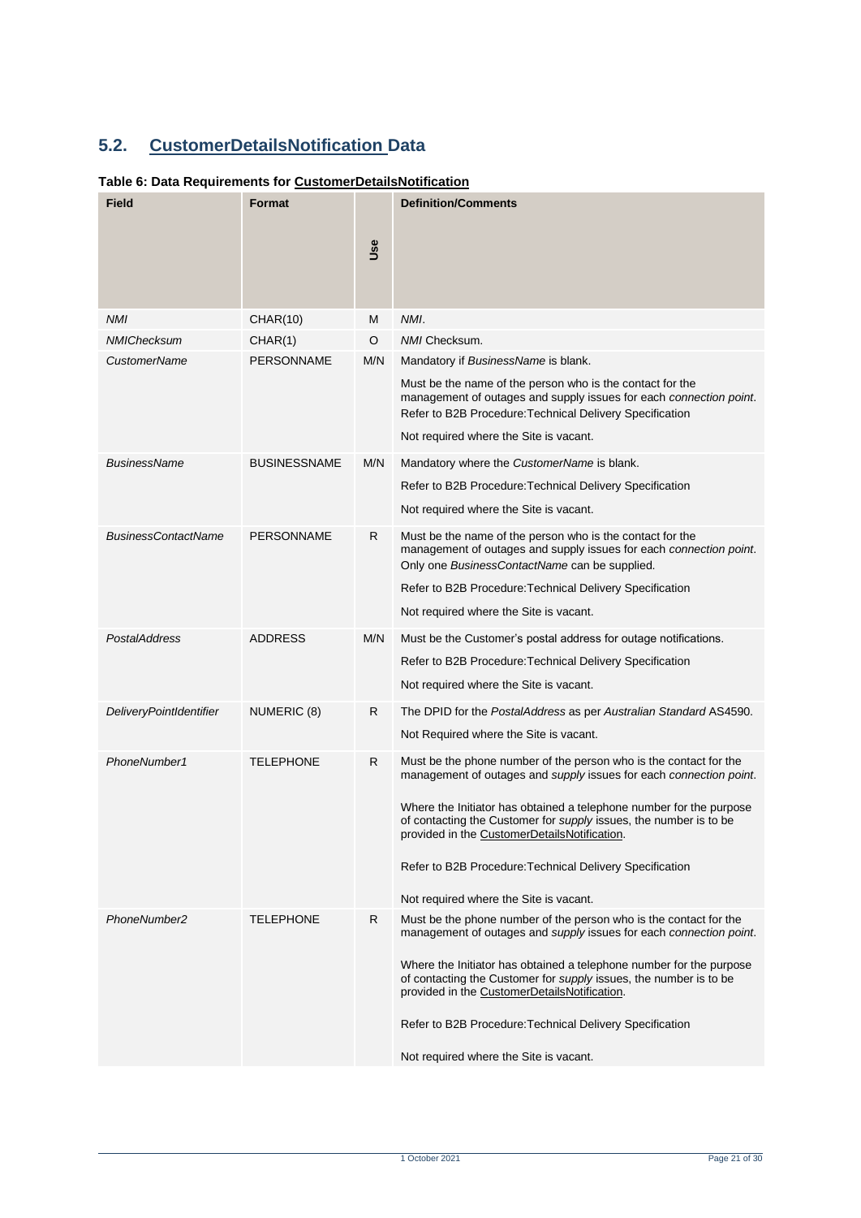## 5.2. CustomerDetailsNotification Data

**Table 6: Data Requirements for CustomerDetailsNotification**

| Field | Format | Use | Definition/Comments |
|---|---|---|---|
| *NMI* | CHAR(10) | M | *NMI*. |
| *NMIChecksum* | CHAR(1) | O | *NMI* Checksum. |
| *CustomerName* | PERSONNAME | M/N | Mandatory if *BusinessName* is blank.<br><br>Must be the name of the person who is the contact for the management of outages and supply issues for each *connection point*. Refer to B2B Procedure:Technical Delivery Specification<br><br>Not required where the Site is vacant. |
| *BusinessName* | BUSINESSNAME | M/N | Mandatory where the *CustomerName* is blank.<br><br>Refer to B2B Procedure:Technical Delivery Specification<br><br>Not required where the Site is vacant. |
| *BusinessContactName* | PERSONNAME | R | Must be the name of the person who is the contact for the management of outages and supply issues for each *connection point*. Only one *BusinessContactName* can be supplied.<br><br>Refer to B2B Procedure:Technical Delivery Specification<br><br>Not required where the Site is vacant. |
| *PostalAddress* | ADDRESS | M/N | Must be the Customer's postal address for outage notifications.<br><br>Refer to B2B Procedure:Technical Delivery Specification<br><br>Not required where the Site is vacant. |
| *DeliveryPointIdentifier* | NUMERIC (8) | R | The DPID for the *PostalAddress* as per *Australian Standard* AS4590.<br><br>Not Required where the Site is vacant. |
| *PhoneNumber1* | TELEPHONE | R | Must be the phone number of the person who is the contact for the management of outages and *supply* issues for each *connection point*.<br><br>Where the Initiator has obtained a telephone number for the purpose of contacting the Customer for *supply* issues, the number is to be provided in the CustomerDetailsNotification.<br><br>Refer to B2B Procedure:Technical Delivery Specification<br><br>Not required where the Site is vacant. |
| *PhoneNumber2* | TELEPHONE | R | Must be the phone number of the person who is the contact for the management of outages and *supply* issues for each *connection point*.<br><br>Where the Initiator has obtained a telephone number for the purpose of contacting the Customer for *supply* issues, the number is to be provided in the CustomerDetailsNotification.<br><br>Refer to B2B Procedure:Technical Delivery Specification<br><br>Not required where the Site is vacant. |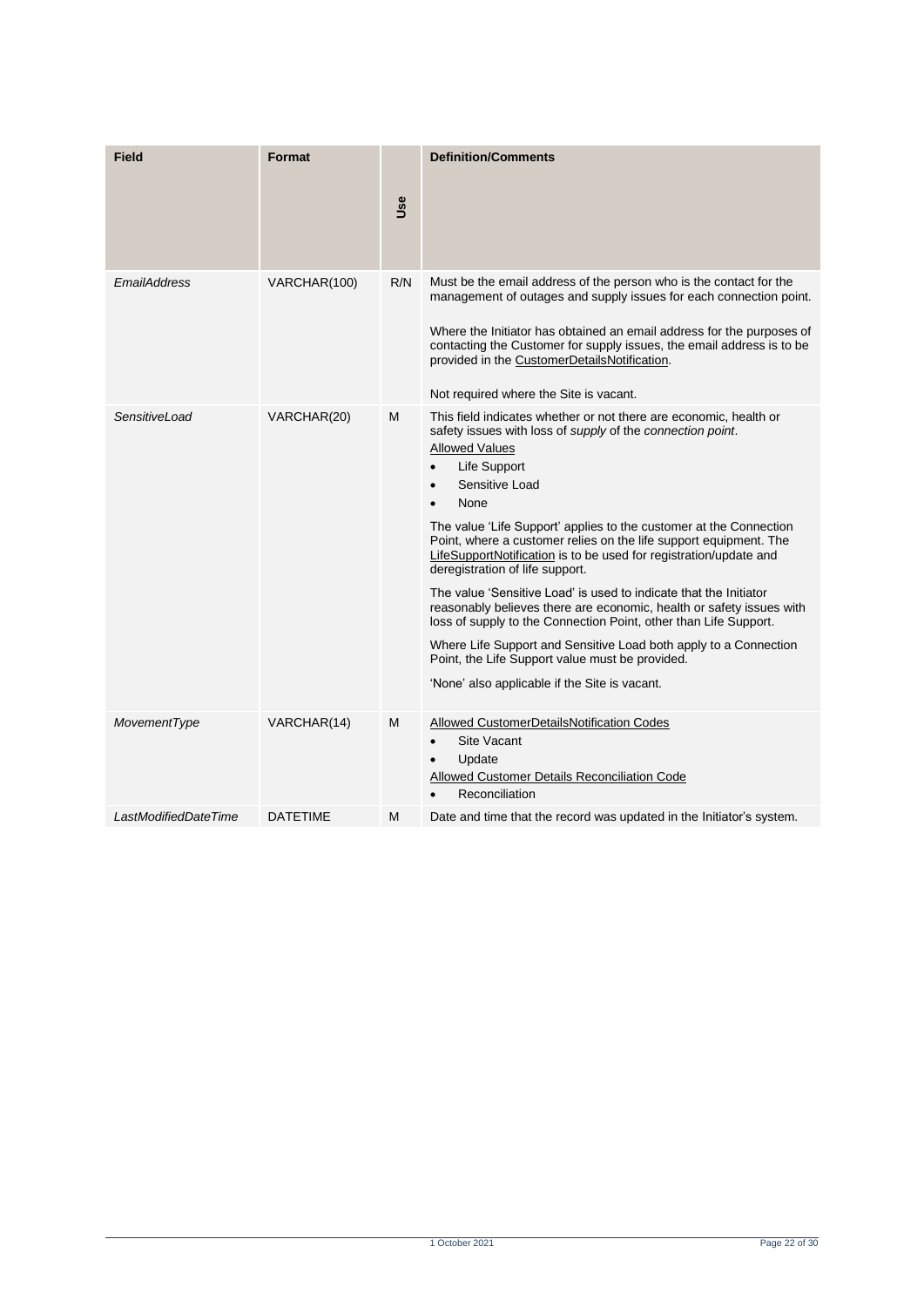| Field | Format | Use | Definition/Comments |
|---|---|---|---|
| *EmailAddress* | VARCHAR(100) | R/N | Must be the email address of the person who is the contact for the management of outages and supply issues for each connection point.<br><br>Where the Initiator has obtained an email address for the purposes of contacting the Customer for supply issues, the email address is to be provided in the CustomerDetailsNotification.<br><br>Not required where the Site is vacant. |
| *SensitiveLoad* | VARCHAR(20) | M | This field indicates whether or not there are economic, health or safety issues with loss of *supply* of the *connection point*.<br>Allowed Values<br>• Life Support<br>• Sensitive Load<br>• None<br><br>The value 'Life Support' applies to the customer at the Connection Point, where a customer relies on the life support equipment. The LifeSupportNotification is to be used for registration/update and deregistration of life support.<br><br>The value 'Sensitive Load' is used to indicate that the Initiator reasonably believes there are economic, health or safety issues with loss of supply to the Connection Point, other than Life Support.<br><br>Where Life Support and Sensitive Load both apply to a Connection Point, the Life Support value must be provided.<br><br>'None' also applicable if the Site is vacant. |
| *MovementType* | VARCHAR(14) | M | Allowed CustomerDetailsNotification Codes<br>• Site Vacant<br>• Update<br>Allowed Customer Details Reconciliation Code<br>• Reconciliation |
| *LastModifiedDateTime* | DATETIME | M | Date and time that the record was updated in the Initiator's system. |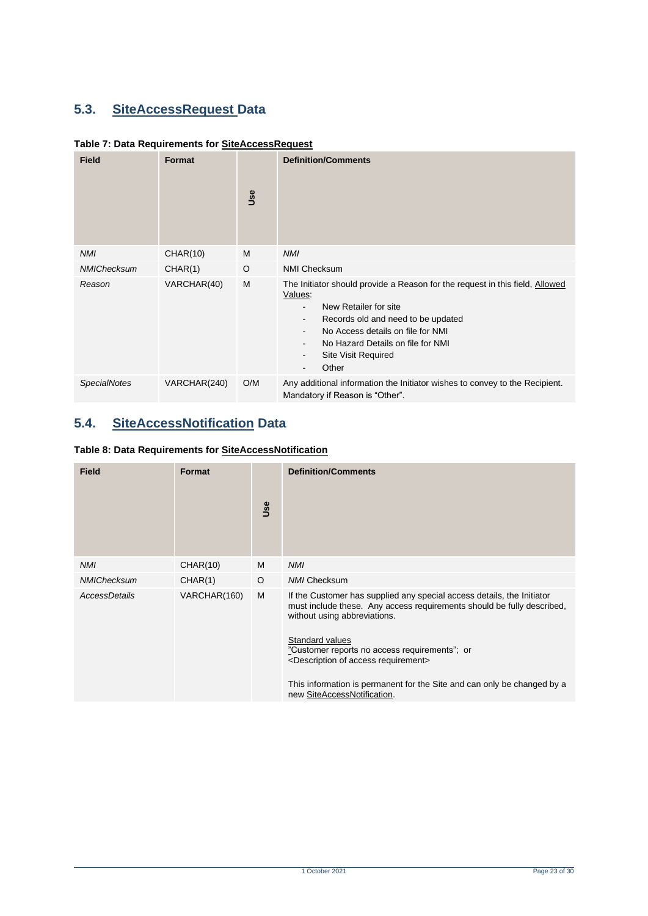## 5.3. SiteAccessRequest Data

**Table 7: Data Requirements for SiteAccessRequest**

| Field | Format | Use | Definition/Comments |
|---|---|---|---|
| *NMI* | CHAR(10) | M | *NMI* |
| *NMIChecksum* | CHAR(1) | O | NMI Checksum |
| *Reason* | VARCHAR(40) | M | The Initiator should provide a Reason for the request in this field, Allowed Values:<br>- New Retailer for site<br>- Records old and need to be updated<br>- No Access details on file for NMI<br>- No Hazard Details on file for NMI<br>- Site Visit Required<br>- Other |
| *SpecialNotes* | VARCHAR(240) | O/M | Any additional information the Initiator wishes to convey to the Recipient. Mandatory if Reason is "Other". |

## 5.4. SiteAccessNotification Data

**Table 8: Data Requirements for SiteAccessNotification**

| Field | Format | Use | Definition/Comments |
|---|---|---|---|
| *NMI* | CHAR(10) | M | *NMI* |
| *NMIChecksum* | CHAR(1) | O | *NMI* Checksum |
| *AccessDetails* | VARCHAR(160) | M | If the Customer has supplied any special access details, the Initiator must include these. Any access requirements should be fully described, without using abbreviations.<br><br>Standard values<br>"Customer reports no access requirements"; or<br><Description of access requirement><br><br>This information is permanent for the Site and can only be changed by a new SiteAccessNotification. |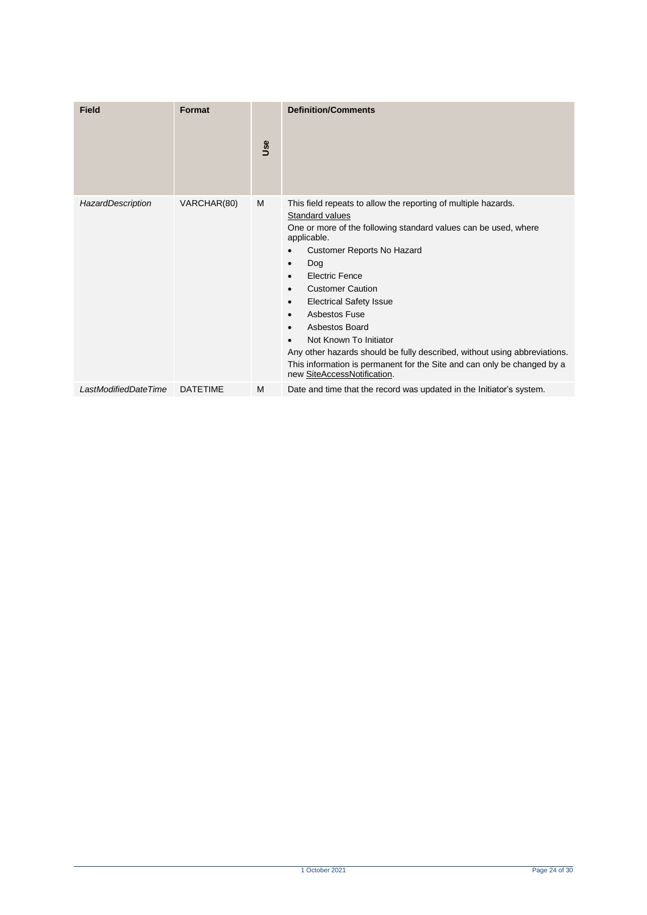| Field | Format | Use | Definition/Comments |
|---|---|---|---|
| *HazardDescription* | VARCHAR(80) | M | This field repeats to allow the reporting of multiple hazards.<br>Standard values<br>One or more of the following standard values can be used, where applicable.<br>• Customer Reports No Hazard<br>• Dog<br>• Electric Fence<br>• Customer Caution<br>• Electrical Safety Issue<br>• Asbestos Fuse<br>• Asbestos Board<br>• Not Known To Initiator<br>Any other hazards should be fully described, without using abbreviations.<br>This information is permanent for the Site and can only be changed by a new SiteAccessNotification. |
| *LastModifiedDateTime* | DATETIME | M | Date and time that the record was updated in the Initiator's system. |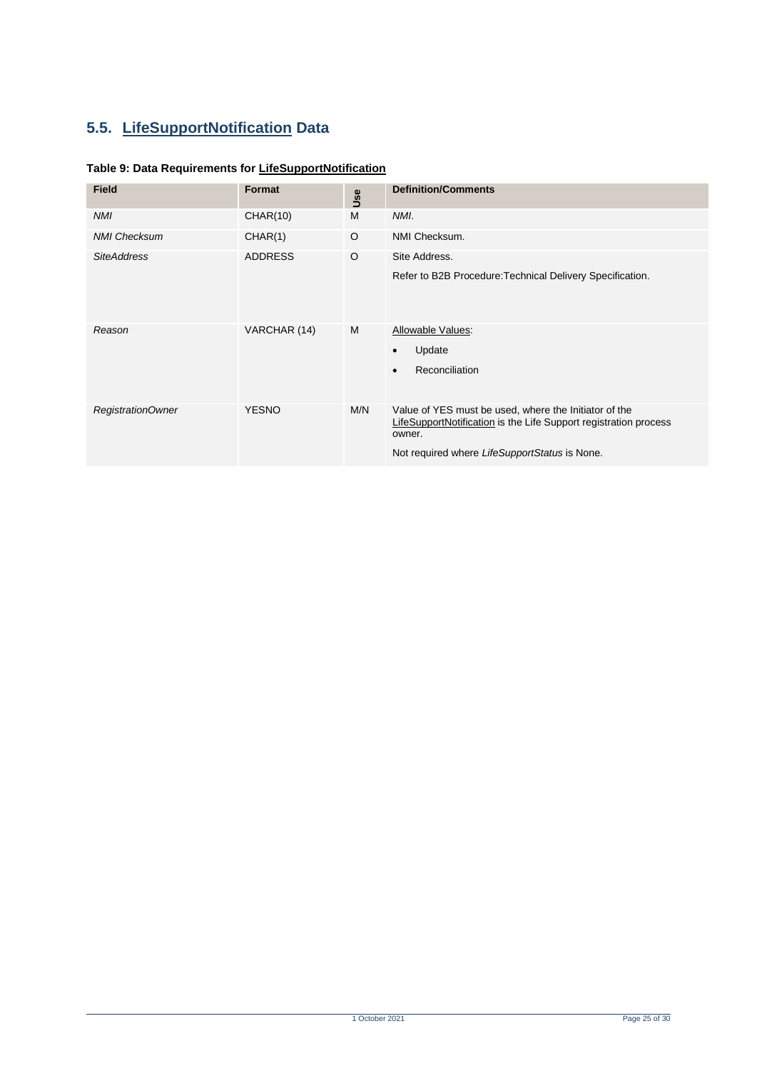## 5.5. LifeSupportNotification Data

**Table 9: Data Requirements for LifeSupportNotification**

| Field | Format | Use | Definition/Comments |
|---|---|---|---|
| *NMI* | CHAR(10) | M | *NMI*. |
| *NMI Checksum* | CHAR(1) | O | NMI Checksum. |
| *SiteAddress* | ADDRESS | O | Site Address.<br><br>Refer to B2B Procedure:Technical Delivery Specification. |
| *Reason* | VARCHAR (14) | M | Allowable Values:<br>• Update<br>• Reconciliation |
| *RegistrationOwner* | YESNO | M/N | Value of YES must be used, where the Initiator of the LifeSupportNotification is the Life Support registration process owner.<br><br>Not required where *LifeSupportStatus* is None. |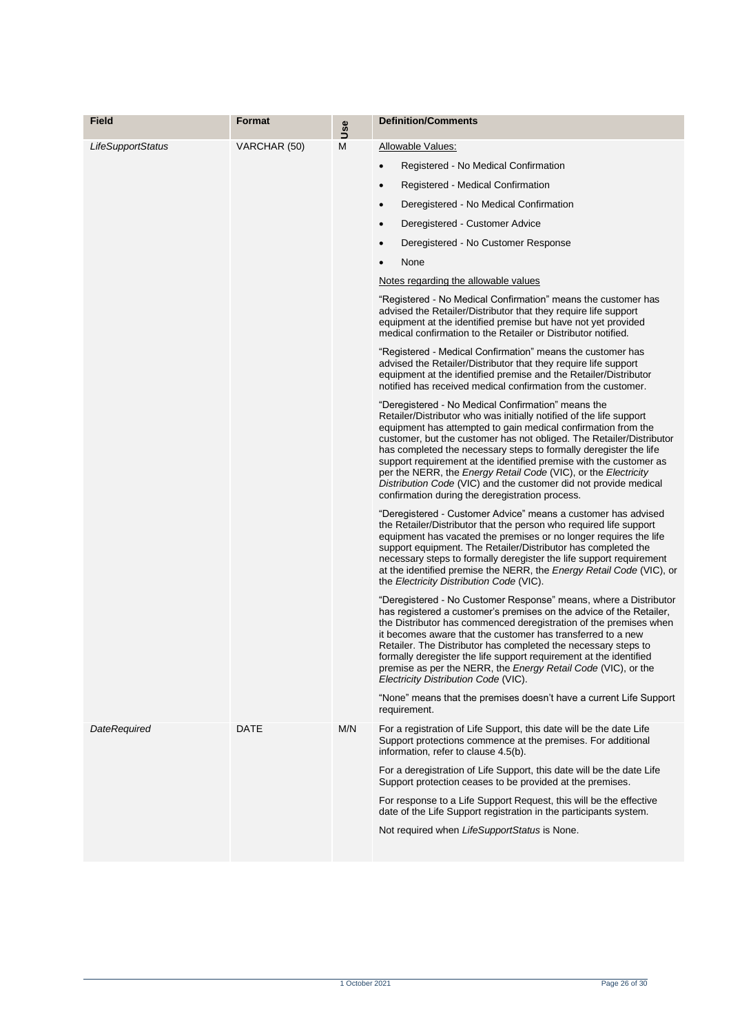| Field | Format | Use | Definition/Comments |
|---|---|---|---|
| *LifeSupportStatus* | VARCHAR (50) | M | Allowable Values:<br>• Registered - No Medical Confirmation<br>• Registered - Medical Confirmation<br>• Deregistered - No Medical Confirmation<br>• Deregistered - Customer Advice<br>• Deregistered - No Customer Response<br>• None<br>Notes regarding the allowable values<br>"Registered - No Medical Confirmation" means the customer has advised the Retailer/Distributor that they require life support equipment at the identified premise but have not yet provided medical confirmation to the Retailer or Distributor notified.<br>"Registered - Medical Confirmation" means the customer has advised the Retailer/Distributor that they require life support equipment at the identified premise and the Retailer/Distributor notified has received medical confirmation from the customer.<br>"Deregistered - No Medical Confirmation" means the Retailer/Distributor who was initially notified of the life support equipment has attempted to gain medical confirmation from the customer, but the customer has not obliged. The Retailer/Distributor has completed the necessary steps to formally deregister the life support requirement at the identified premise with the customer as per the NERR, the *Energy Retail Code* (VIC), or the *Electricity Distribution Code* (VIC) and the customer did not provide medical confirmation during the deregistration process.<br>"Deregistered - Customer Advice" means a customer has advised the Retailer/Distributor that the person who required life support equipment has vacated the premises or no longer requires the life support equipment. The Retailer/Distributor has completed the necessary steps to formally deregister the life support requirement at the identified premise the NERR, the *Energy Retail Code* (VIC), or the *Electricity Distribution Code* (VIC).<br>"Deregistered - No Customer Response" means, where a Distributor has registered a customer's premises on the advice of the Retailer, the Distributor has commenced deregistration of the premises when it becomes aware that the customer has transferred to a new Retailer. The Distributor has completed the necessary steps to formally deregister the life support requirement at the identified premise as per the NERR, the *Energy Retail Code* (VIC), or the *Electricity Distribution Code* (VIC).<br>"None" means that the premises doesn't have a current Life Support requirement. |
| *DateRequired* | DATE | M/N | For a registration of Life Support, this date will be the date Life Support protections commence at the premises. For additional information, refer to clause 4.5(b).<br>For a deregistration of Life Support, this date will be the date Life Support protection ceases to be provided at the premises.<br>For response to a Life Support Request, this will be the effective date of the Life Support registration in the participants system.<br>Not required when *LifeSupportStatus* is None. |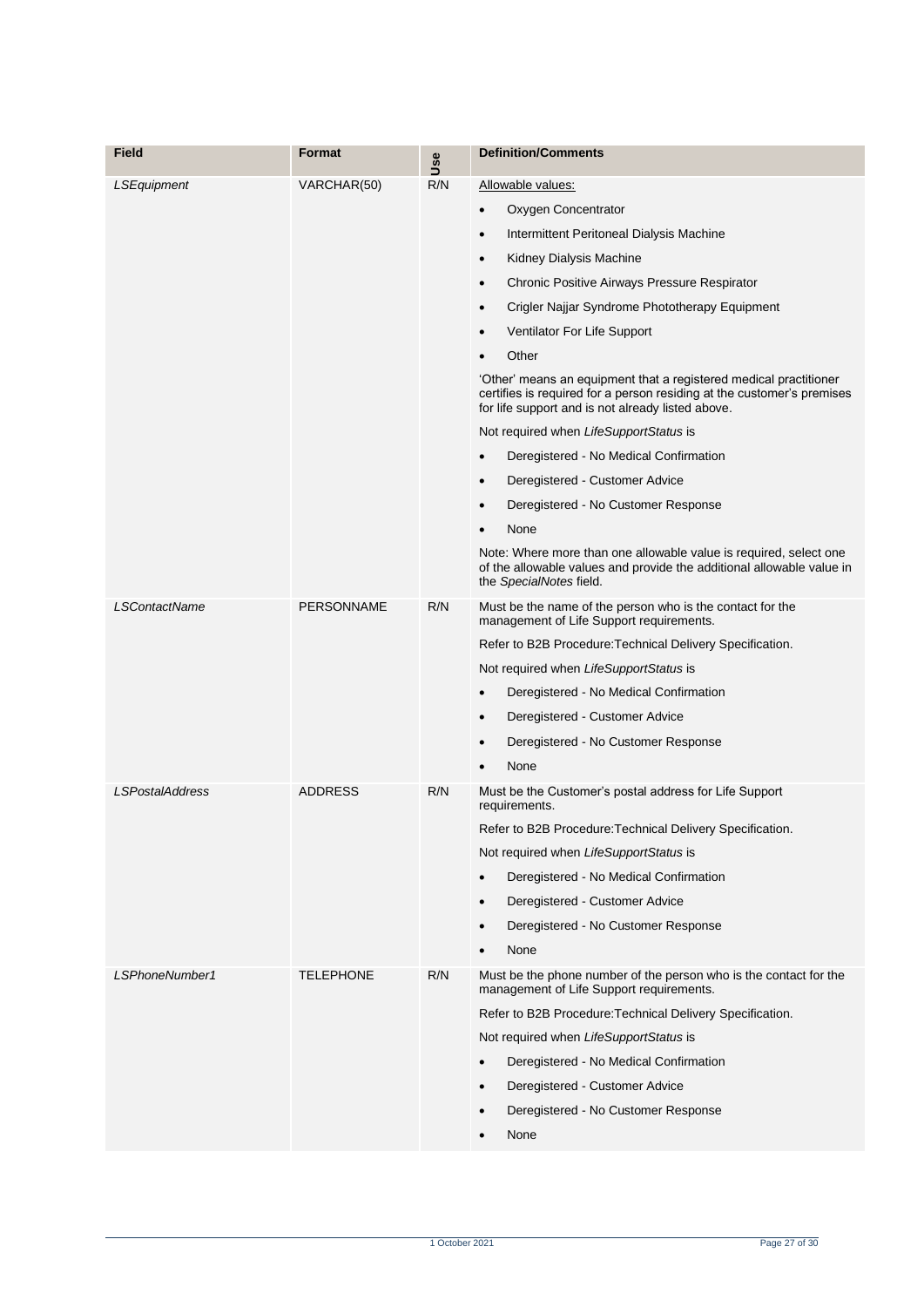| Field | Format | Use | Definition/Comments |
|---|---|---|---|
| *LSEquipment* | VARCHAR(50) | R/N | Allowable values:<br>• Oxygen Concentrator<br>• Intermittent Peritoneal Dialysis Machine<br>• Kidney Dialysis Machine<br>• Chronic Positive Airways Pressure Respirator<br>• Crigler Najjar Syndrome Phototherapy Equipment<br>• Ventilator For Life Support<br>• Other<br>'Other' means an equipment that a registered medical practitioner certifies is required for a person residing at the customer's premises for life support and is not already listed above.<br>Not required when *LifeSupportStatus* is<br>• Deregistered - No Medical Confirmation<br>• Deregistered - Customer Advice<br>• Deregistered - No Customer Response<br>• None<br>Note: Where more than one allowable value is required, select one of the allowable values and provide the additional allowable value in the *SpecialNotes* field. |
| *LSContactName* | PERSONNAME | R/N | Must be the name of the person who is the contact for the management of Life Support requirements.<br>Refer to B2B Procedure:Technical Delivery Specification.<br>Not required when *LifeSupportStatus* is<br>• Deregistered - No Medical Confirmation<br>• Deregistered - Customer Advice<br>• Deregistered - No Customer Response<br>• None |
| *LSPostalAddress* | ADDRESS | R/N | Must be the Customer's postal address for Life Support requirements.<br>Refer to B2B Procedure:Technical Delivery Specification.<br>Not required when *LifeSupportStatus* is<br>• Deregistered - No Medical Confirmation<br>• Deregistered - Customer Advice<br>• Deregistered - No Customer Response<br>• None |
| *LSPhoneNumber1* | TELEPHONE | R/N | Must be the phone number of the person who is the contact for the management of Life Support requirements.<br>Refer to B2B Procedure:Technical Delivery Specification.<br>Not required when *LifeSupportStatus* is<br>• Deregistered - No Medical Confirmation<br>• Deregistered - Customer Advice<br>• Deregistered - No Customer Response<br>• None |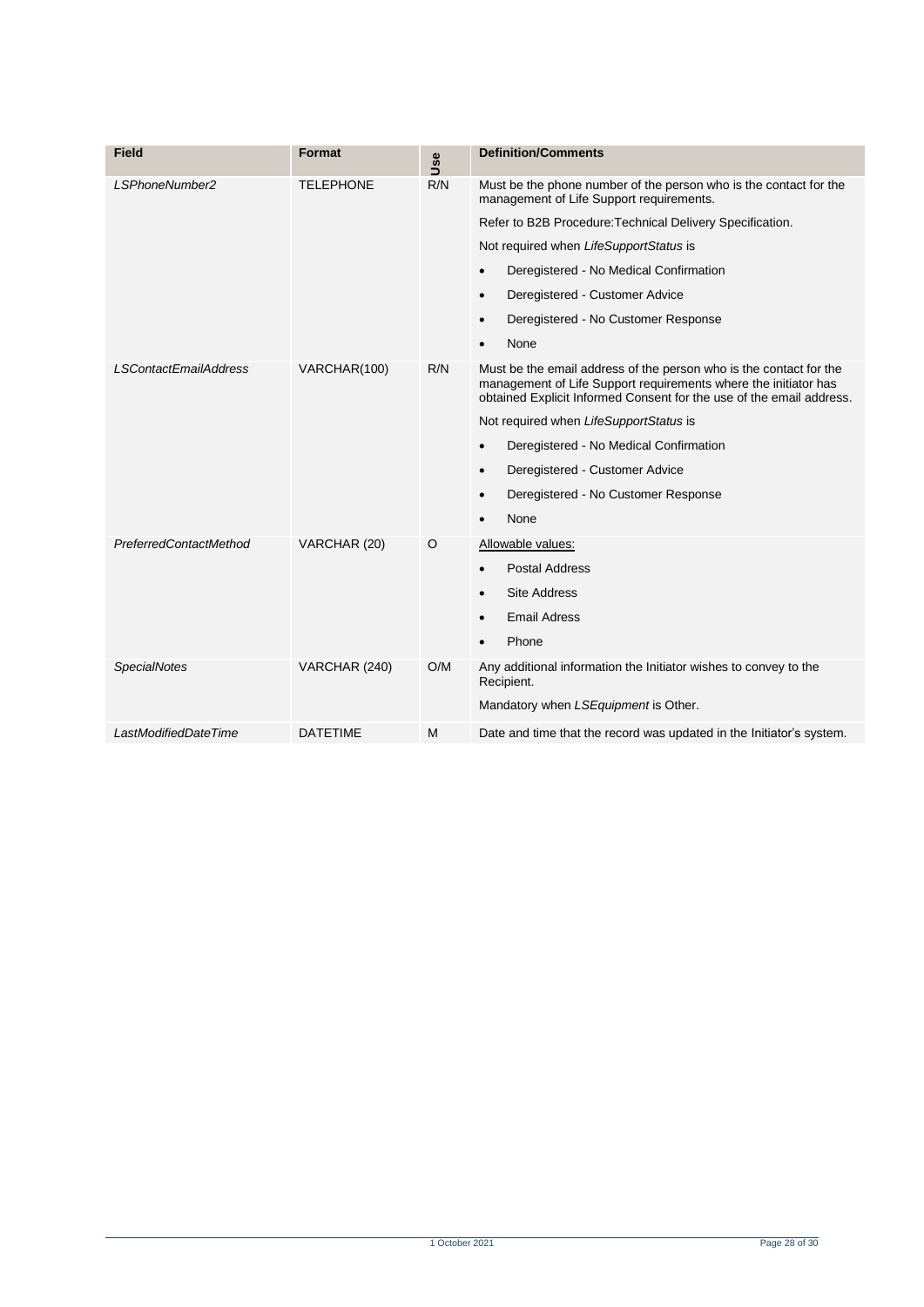| Field | Format | Use | Definition/Comments |
|---|---|---|---|
| *LSPhoneNumber2* | TELEPHONE | R/N | Must be the phone number of the person who is the contact for the management of Life Support requirements.<br><br>Refer to B2B Procedure:Technical Delivery Specification.<br><br>Not required when *LifeSupportStatus* is<br>• Deregistered - No Medical Confirmation<br>• Deregistered - Customer Advice<br>• Deregistered - No Customer Response<br>• None |
| *LSContactEmailAddress* | VARCHAR(100) | R/N | Must be the email address of the person who is the contact for the management of Life Support requirements where the initiator has obtained Explicit Informed Consent for the use of the email address.<br><br>Not required when *LifeSupportStatus* is<br>• Deregistered - No Medical Confirmation<br>• Deregistered - Customer Advice<br>• Deregistered - No Customer Response<br>• None |
| *PreferredContactMethod* | VARCHAR (20) | O | Allowable values:<br>• Postal Address<br>• Site Address<br>• Email Adress<br>• Phone |
| *SpecialNotes* | VARCHAR (240) | O/M | Any additional information the Initiator wishes to convey to the Recipient.<br><br>Mandatory when *LSEquipment* is Other. |
| *LastModifiedDateTime* | DATETIME | M | Date and time that the record was updated in the Initiator's system. |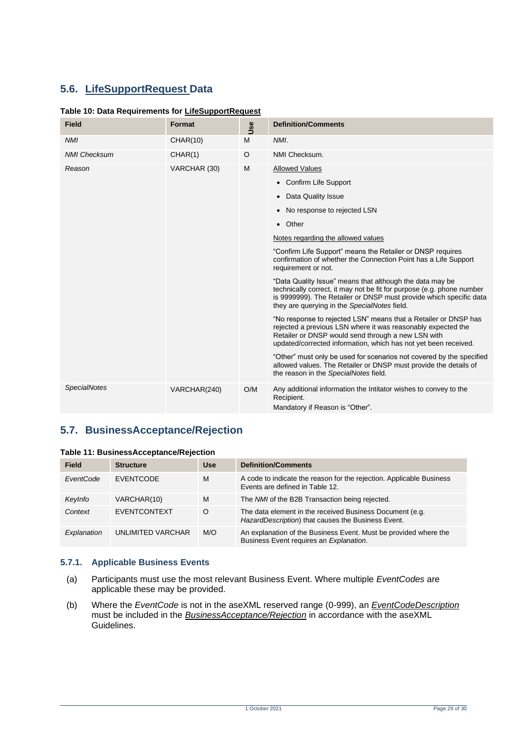## 5.6. LifeSupportRequest Data

**Table 10: Data Requirements for LifeSupportRequest**

| Field | Format | Use | Definition/Comments |
|---|---|---|---|
| *NMI* | CHAR(10) | M | *NMI*. |
| *NMI Checksum* | CHAR(1) | O | NMI Checksum. |
| *Reason* | VARCHAR (30) | M | Allowed Values<br>• Confirm Life Support<br>• Data Quality Issue<br>• No response to rejected LSN<br>• Other<br>Notes regarding the allowed values<br>"Confirm Life Support" means the Retailer or DNSP requires confirmation of whether the Connection Point has a Life Support requirement or not.<br>"Data Quality Issue" means that although the data may be technically correct, it may not be fit for purpose (e.g. phone number is 9999999). The Retailer or DNSP must provide which specific data they are querying in the *SpecialNotes* field.<br>"No response to rejected LSN" means that a Retailer or DNSP has rejected a previous LSN where it was reasonably expected the Retailer or DNSP would send through a new LSN with updated/corrected information, which has not yet been received.<br>"Other" must only be used for scenarios not covered by the specified allowed values. The Retailer or DNSP must provide the details of the reason in the *SpecialNotes* field. |
| *SpecialNotes* | VARCHAR(240) | O/M | Any additional information the Intitator wishes to convey to the Recipient.<br>Mandatory if Reason is "Other". |

## 5.7. BusinessAcceptance/Rejection

**Table 11: BusinessAcceptance/Rejection**

| Field | Structure | Use | Definition/Comments |
|---|---|---|---|
| *EventCode* | EVENTCODE | M | A code to indicate the reason for the rejection. Applicable Business Events are defined in Table 12. |
| *KeyInfo* | VARCHAR(10) | M | The *NMI* of the B2B Transaction being rejected. |
| *Context* | EVENTCONTEXT | O | The data element in the received Business Document (e.g. *HazardDescription*) that causes the Business Event. |
| *Explanation* | UNLIMITED VARCHAR | M/O | An explanation of the Business Event. Must be provided where the Business Event requires an *Explanation*. |

### 5.7.1. Applicable Business Events

(a) Participants must use the most relevant Business Event. Where multiple *EventCodes* are applicable these may be provided.

(b) Where the *EventCode* is not in the aseXML reserved range (0-999), an *EventCodeDescription* must be included in the *BusinessAcceptance/Rejection* in accordance with the aseXML Guidelines.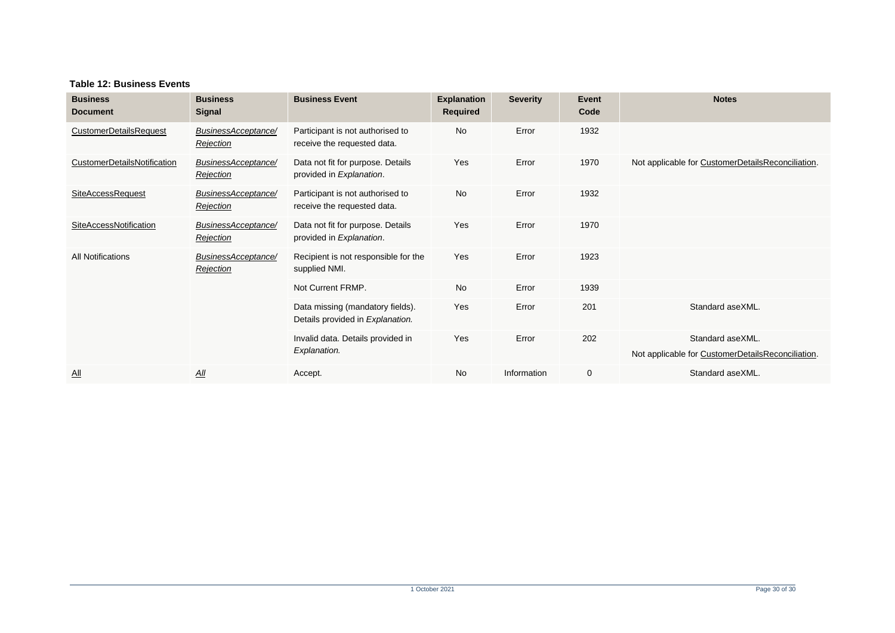**Table 12: Business Events**

| Business Document | Business Signal | Business Event | Explanation Required | Severity | Event Code | Notes |
|---|---|---|---|---|---|---|
| CustomerDetailsRequest | *BusinessAcceptance/ Rejection* | Participant is not authorised to receive the requested data. | No | Error | 1932 | |
| CustomerDetailsNotification | *BusinessAcceptance/ Rejection* | Data not fit for purpose. Details provided in *Explanation*. | Yes | Error | 1970 | Not applicable for CustomerDetailsReconciliation. |
| SiteAccessRequest | *BusinessAcceptance/ Rejection* | Participant is not authorised to receive the requested data. | No | Error | 1932 | |
| SiteAccessNotification | *BusinessAcceptance/ Rejection* | Data not fit for purpose. Details provided in *Explanation*. | Yes | Error | 1970 | |
| All Notifications | *BusinessAcceptance/ Rejection* | Recipient is not responsible for the supplied NMI. | Yes | Error | 1923 | |
| | | Not Current FRMP. | No | Error | 1939 | |
| | | Data missing (mandatory fields). Details provided in *Explanation.* | Yes | Error | 201 | Standard aseXML. |
| | | Invalid data. Details provided in *Explanation.* | Yes | Error | 202 | Standard aseXML. Not applicable for CustomerDetailsReconciliation. |
| All | *All* | Accept. | No | Information | 0 | Standard aseXML. |